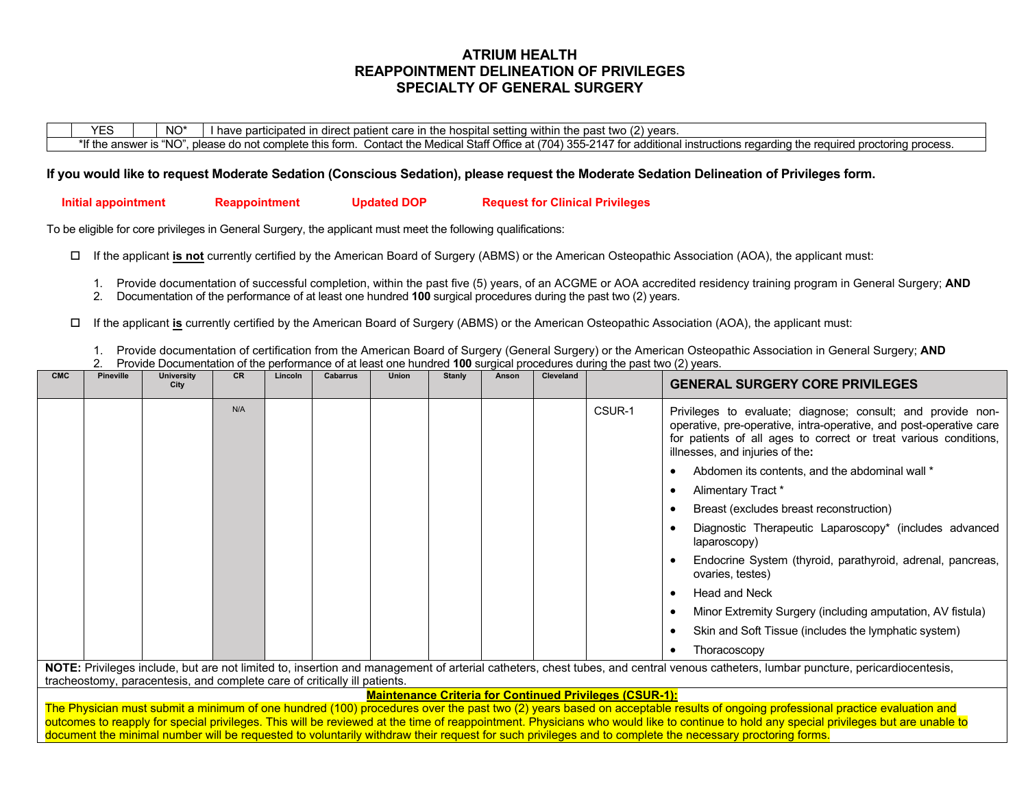# ATRIUM HEALTH
# REAPPOINTMENT DELINEATION OF PRIVILEGES
# SPECIALTY OF GENERAL SURGERY

| | YES | | NO* | I have participated in direct patient care in the hospital setting within the past two (2) years. |
|---|---|---|---|---|
| *If the answer is "NO", please do not complete this form. Contact the Medical Staff Office at (704) 355-2147 for additional instructions regarding the required proctoring process. | | | | |

**If you would like to request Moderate Sedation (Conscious Sedation), please request the Moderate Sedation Delineation of Privileges form.**

**Initial appointment** **Reappointment** **Updated DOP** **Request for Clinical Privileges**

To be eligible for core privileges in General Surgery, the applicant must meet the following qualifications:

- ☐ If the applicant **is not** currently certified by the American Board of Surgery (ABMS) or the American Osteopathic Association (AOA), the applicant must:
  1. Provide documentation of successful completion, within the past five (5) years, of an ACGME or AOA accredited residency training program in General Surgery; **AND**
  2. Documentation of the performance of at least one hundred **100** surgical procedures during the past two (2) years.

- ☐ If the applicant **is** currently certified by the American Board of Surgery (ABMS) or the American Osteopathic Association (AOA), the applicant must:
  1. Provide documentation of certification from the American Board of Surgery (General Surgery) or the American Osteopathic Association in General Surgery; **AND**
  2. Provide Documentation of the performance of at least one hundred **100** surgical procedures during the past two (2) years.

| CMC | Pineville | University City | CR | Lincoln | Cabarrus | Union | Stanly | Anson | Cleveland | | GENERAL SURGERY CORE PRIVILEGES |
|---|---|---|---|---|---|---|---|---|---|---|---|
| | | | N/A | | | | | | | CSUR-1 | Privileges to evaluate; diagnose; consult; and provide non-operative, pre-operative, intra-operative, and post-operative care for patients of all ages to correct or treat various conditions, illnesses, and injuries of the**:** <br>• Abdomen its contents, and the abdominal wall * <br>• Alimentary Tract * <br>• Breast (excludes breast reconstruction) <br>• Diagnostic Therapeutic Laparoscopy* (includes advanced laparoscopy) <br>• Endocrine System (thyroid, parathyroid, adrenal, pancreas, ovaries, testes) <br>• Head and Neck <br>• Minor Extremity Surgery (including amputation, AV fistula) <br>• Skin and Soft Tissue (includes the lymphatic system) <br>• Thoracoscopy |

**NOTE:** Privileges include, but are not limited to, insertion and management of arterial catheters, chest tubes, and central venous catheters, lumbar puncture, pericardiocentesis, tracheostomy, paracentesis, and complete care of critically ill patients.

**Maintenance Criteria for Continued Privileges (CSUR-1):**

The Physician must submit a minimum of one hundred (100) procedures over the past two (2) years based on acceptable results of ongoing professional practice evaluation and outcomes to reapply for special privileges. This will be reviewed at the time of reappointment. Physicians who would like to continue to hold any special privileges but are unable to document the minimal number will be requested to voluntarily withdraw their request for such privileges and to complete the necessary proctoring forms.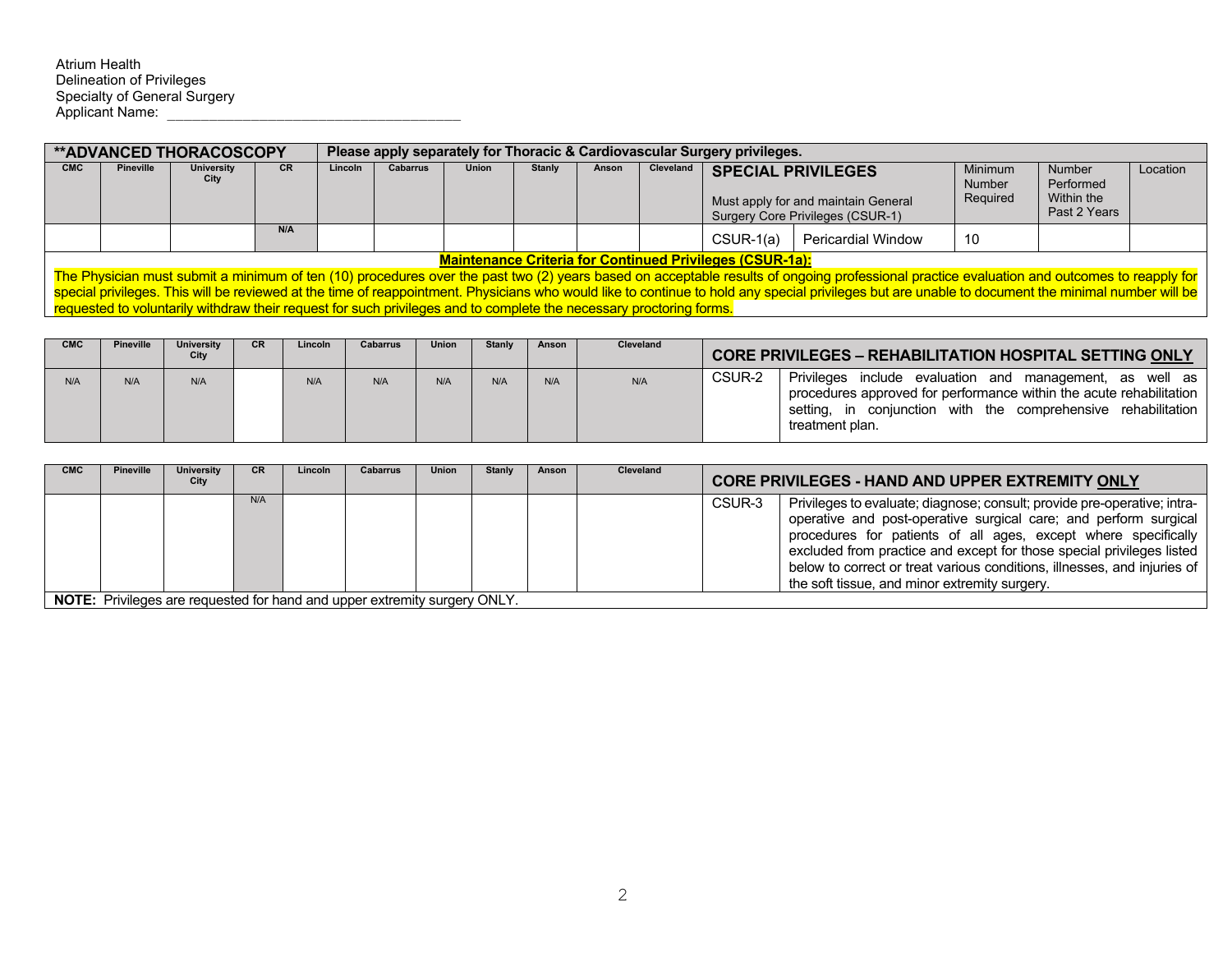Atrium Health
Delineation of Privileges
Specialty of General Surgery
Applicant Name: ___________________________________

| **\*\*ADVANCED THORACOSCOPY** | | | | **Please apply separately for Thoracic & Cardiovascular Surgery privileges.** | | | | | | | | | | |
|---|---|---|---|---|---|---|---|---|---|---|---|---|---|---|
| **CMC** | **Pineville** | **University City** | **CR** | **Lincoln** | **Cabarrus** | **Union** | **Stanly** | **Anson** | **Cleveland** | **SPECIAL PRIVILEGES** Must apply for and maintain General Surgery Core Privileges (CSUR-1) | | Minimum Number Required | Number Performed Within the Past 2 Years | Location |
| | | | N/A | | | | | | | CSUR-1(a) | Pericardial Window | 10 | | |

**Maintenance Criteria for Continued Privileges (CSUR-1a):**

The Physician must submit a minimum of ten (10) procedures over the past two (2) years based on acceptable results of ongoing professional practice evaluation and outcomes to reapply for special privileges. This will be reviewed at the time of reappointment. Physicians who would like to continue to hold any special privileges but are unable to document the minimal number will be requested to voluntarily withdraw their request for such privileges and to complete the necessary proctoring forms.

| **CMC** | **Pineville** | **University City** | **CR** | **Lincoln** | **Cabarrus** | **Union** | **Stanly** | **Anson** | **Cleveland** | **CORE PRIVILEGES – REHABILITATION HOSPITAL SETTING ONLY** | |
|---|---|---|---|---|---|---|---|---|---|---|---|
| N/A | N/A | N/A | | N/A | N/A | N/A | N/A | N/A | N/A | CSUR-2 | Privileges include evaluation and management, as well as procedures approved for performance within the acute rehabilitation setting, in conjunction with the comprehensive rehabilitation treatment plan. |

| **CMC** | **Pineville** | **University City** | **CR** | **Lincoln** | **Cabarrus** | **Union** | **Stanly** | **Anson** | **Cleveland** | **CORE PRIVILEGES - HAND AND UPPER EXTREMITY ONLY** | |
|---|---|---|---|---|---|---|---|---|---|---|---|
| | | | N/A | | | | | | | CSUR-3 | Privileges to evaluate; diagnose; consult; provide pre-operative; intra-operative and post-operative surgical care; and perform surgical procedures for patients of all ages, except where specifically excluded from practice and except for those special privileges listed below to correct or treat various conditions, illnesses, and injuries of the soft tissue, and minor extremity surgery. |

**NOTE:** Privileges are requested for hand and upper extremity surgery ONLY.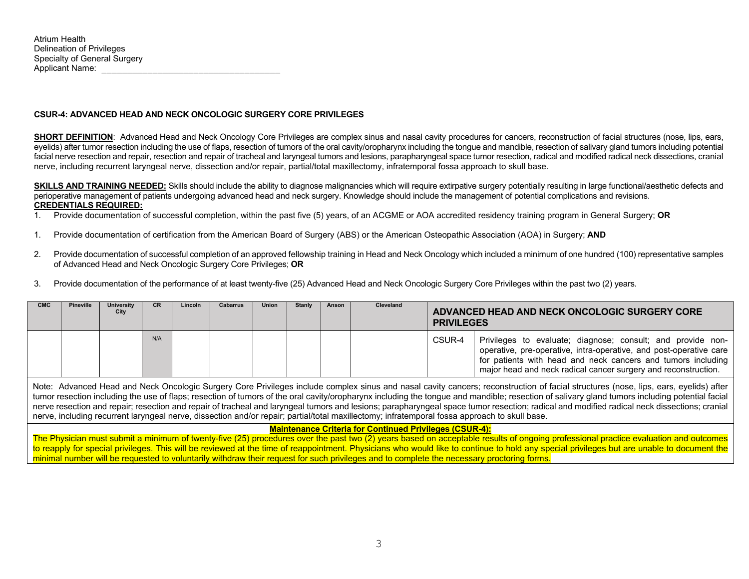Atrium Health
Delineation of Privileges
Specialty of General Surgery
Applicant Name: ____________________________________

**CSUR-4: ADVANCED HEAD AND NECK ONCOLOGIC SURGERY CORE PRIVILEGES**

**SHORT DEFINITION**: Advanced Head and Neck Oncology Core Privileges are complex sinus and nasal cavity procedures for cancers, reconstruction of facial structures (nose, lips, ears, eyelids) after tumor resection including the use of flaps, resection of tumors of the oral cavity/oropharynx including the tongue and mandible, resection of salivary gland tumors including potential facial nerve resection and repair, resection and repair of tracheal and laryngeal tumors and lesions, parapharyngeal space tumor resection, radical and modified radical neck dissections, cranial nerve, including recurrent laryngeal nerve, dissection and/or repair, partial/total maxillectomy, infratemporal fossa approach to skull base.

**SKILLS AND TRAINING NEEDED:** Skills should include the ability to diagnose malignancies which will require extirpative surgery potentially resulting in large functional/aesthetic defects and perioperative management of patients undergoing advanced head and neck surgery. Knowledge should include the management of potential complications and revisions.

**CREDENTIALS REQUIRED:**

1. Provide documentation of successful completion, within the past five (5) years, of an ACGME or AOA accredited residency training program in General Surgery; **OR**

1. Provide documentation of certification from the American Board of Surgery (ABS) or the American Osteopathic Association (AOA) in Surgery; **AND**

2. Provide documentation of successful completion of an approved fellowship training in Head and Neck Oncology which included a minimum of one hundred (100) representative samples of Advanced Head and Neck Oncologic Surgery Core Privileges; **OR**

3. Provide documentation of the performance of at least twenty-five (25) Advanced Head and Neck Oncologic Surgery Core Privileges within the past two (2) years.

| CMC | Pineville | University City | CR | Lincoln | Cabarrus | Union | Stanly | Anson | Cleveland | ADVANCED HEAD AND NECK ONCOLOGIC SURGERY CORE PRIVILEGES | |
|---|---|---|---|---|---|---|---|---|---|---|---|
| | | | N/A | | | | | | | CSUR-4 | Privileges to evaluate; diagnose; consult; and provide non-operative, pre-operative, intra-operative, and post-operative care for patients with head and neck cancers and tumors including major head and neck radical cancer surgery and reconstruction. |

Note: Advanced Head and Neck Oncologic Surgery Core Privileges include complex sinus and nasal cavity cancers; reconstruction of facial structures (nose, lips, ears, eyelids) after tumor resection including the use of flaps; resection of tumors of the oral cavity/oropharynx including the tongue and mandible; resection of salivary gland tumors including potential facial nerve resection and repair; resection and repair of tracheal and laryngeal tumors and lesions; parapharyngeal space tumor resection; radical and modified radical neck dissections; cranial nerve, including recurrent laryngeal nerve, dissection and/or repair; partial/total maxillectomy; infratemporal fossa approach to skull base.

**Maintenance Criteria for Continued Privileges (CSUR-4):**

The Physician must submit a minimum of twenty-five (25) procedures over the past two (2) years based on acceptable results of ongoing professional practice evaluation and outcomes to reapply for special privileges. This will be reviewed at the time of reappointment. Physicians who would like to continue to hold any special privileges but are unable to document the minimal number will be requested to voluntarily withdraw their request for such privileges and to complete the necessary proctoring forms.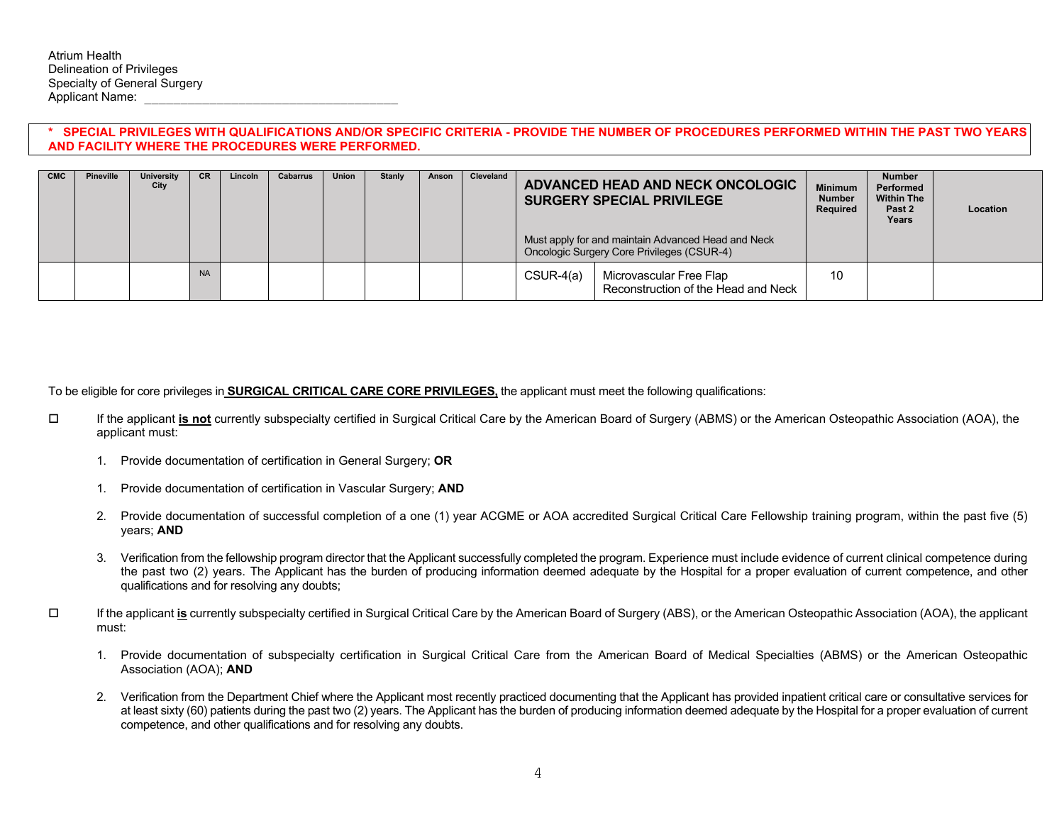Atrium Health
Delineation of Privileges
Specialty of General Surgery
Applicant Name: ___________________________________

**\* SPECIAL PRIVILEGES WITH QUALIFICATIONS AND/OR SPECIFIC CRITERIA - PROVIDE THE NUMBER OF PROCEDURES PERFORMED WITHIN THE PAST TWO YEARS AND FACILITY WHERE THE PROCEDURES WERE PERFORMED.**

| CMC | Pineville | University City | CR | Lincoln | Cabarrus | Union | Stanly | Anson | Cleveland | **ADVANCED HEAD AND NECK ONCOLOGIC SURGERY SPECIAL PRIVILEGE**<br><br>Must apply for and maintain Advanced Head and Neck Oncologic Surgery Core Privileges (CSUR-4) | | Minimum Number Required | Number Performed Within The Past 2 Years | Location |
|---|---|---|---|---|---|---|---|---|---|---|---|---|---|---|
| | | | NA | | | | | | | CSUR-4(a) | Microvascular Free Flap Reconstruction of the Head and Neck | 10 | | |

To be eligible for core privileges in **SURGICAL CRITICAL CARE CORE PRIVILEGES,** the applicant must meet the following qualifications:

☐ If the applicant **is not** currently subspecialty certified in Surgical Critical Care by the American Board of Surgery (ABMS) or the American Osteopathic Association (AOA), the applicant must:

1. Provide documentation of certification in General Surgery; **OR**

1. Provide documentation of certification in Vascular Surgery; **AND**

2. Provide documentation of successful completion of a one (1) year ACGME or AOA accredited Surgical Critical Care Fellowship training program, within the past five (5) years; **AND**

3. Verification from the fellowship program director that the Applicant successfully completed the program. Experience must include evidence of current clinical competence during the past two (2) years. The Applicant has the burden of producing information deemed adequate by the Hospital for a proper evaluation of current competence, and other qualifications and for resolving any doubts;

☐ If the applicant **is** currently subspecialty certified in Surgical Critical Care by the American Board of Surgery (ABS), or the American Osteopathic Association (AOA), the applicant must:

1. Provide documentation of subspecialty certification in Surgical Critical Care from the American Board of Medical Specialties (ABMS) or the American Osteopathic Association (AOA); **AND**

2. Verification from the Department Chief where the Applicant most recently practiced documenting that the Applicant has provided inpatient critical care or consultative services for at least sixty (60) patients during the past two (2) years. The Applicant has the burden of producing information deemed adequate by the Hospital for a proper evaluation of current competence, and other qualifications and for resolving any doubts.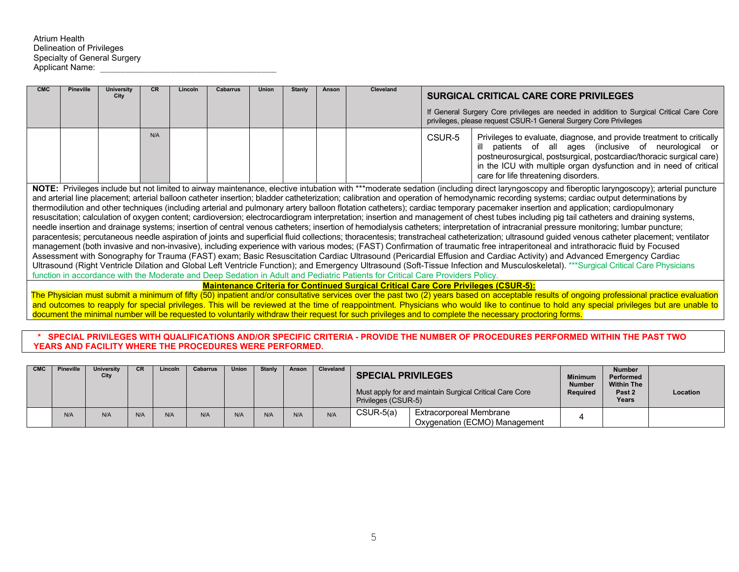Atrium Health
Delineation of Privileges
Specialty of General Surgery
Applicant Name: ___________________________________

| CMC | Pineville | University City | CR | Lincoln | Cabarrus | Union | Stanly | Anson | Cleveland | **SURGICAL CRITICAL CARE CORE PRIVILEGES**<br>If General Surgery Core privileges are needed in addition to Surgical Critical Care Core privileges, please request CSUR-1 General Surgery Core Privileges | |
|---|---|---|---|---|---|---|---|---|---|---|---|
| | | | N/A | | | | | | | CSUR-5 | Privileges to evaluate, diagnose, and provide treatment to critically ill patients of all ages (inclusive of neurological or postneurosurgical, postsurgical, postcardiac/thoracic surgical care) in the ICU with multiple organ dysfunction and in need of critical care for life threatening disorders. |

**NOTE:** Privileges include but not limited to airway maintenance, elective intubation with ***moderate sedation (including direct laryngoscopy and fiberoptic laryngoscopy); arterial puncture and arterial line placement; arterial balloon catheter insertion; bladder catheterization; calibration and operation of hemodynamic recording systems; cardiac output determinations by thermodilution and other techniques (including arterial and pulmonary artery balloon flotation catheters); cardiac temporary pacemaker insertion and application; cardiopulmonary resuscitation; calculation of oxygen content; cardioversion; electrocardiogram interpretation; insertion and management of chest tubes including pig tail catheters and draining systems, needle insertion and drainage systems; insertion of central venous catheters; insertion of hemodialysis catheters; interpretation of intracranial pressure monitoring; lumbar puncture; paracentesis; percutaneous needle aspiration of joints and superficial fluid collections; thoracentesis; transtracheal catheterization; ultrasound guided venous catheter placement; ventilator management (both invasive and non-invasive), including experience with various modes; (FAST) Confirmation of traumatic free intraperitoneal and intrathoracic fluid by Focused Assessment with Sonography for Trauma (FAST) exam; Basic Resuscitation Cardiac Ultrasound (Pericardial Effusion and Cardiac Activity) and Advanced Emergency Cardiac Ultrasound (Right Ventricle Dilation and Global Left Ventricle Function); and Emergency Ultrasound (Soft-Tissue Infection and Musculoskeletal). ***Surgical Critical Care Physicians function in accordance with the Moderate and Deep Sedation in Adult and Pediatric Patients for Critical Care Providers Policy.

**Maintenance Criteria for Continued Surgical Critical Care Core Privileges (CSUR-5):**

The Physician must submit a minimum of fifty (50) inpatient and/or consultative services over the past two (2) years based on acceptable results of ongoing professional practice evaluation and outcomes to reapply for special privileges. This will be reviewed at the time of reappointment. Physicians who would like to continue to hold any special privileges but are unable to document the minimal number will be requested to voluntarily withdraw their request for such privileges and to complete the necessary proctoring forms.

**\* SPECIAL PRIVILEGES WITH QUALIFICATIONS AND/OR SPECIFIC CRITERIA - PROVIDE THE NUMBER OF PROCEDURES PERFORMED WITHIN THE PAST TWO YEARS AND FACILITY WHERE THE PROCEDURES WERE PERFORMED.**

| CMC | Pineville | University City | CR | Lincoln | Cabarrus | Union | Stanly | Anson | Cleveland | **SPECIAL PRIVILEGES**<br>Must apply for and maintain Surgical Critical Care Core Privileges (CSUR-5) | | Minimum Number Required | Number Performed Within The Past 2 Years | Location |
|---|---|---|---|---|---|---|---|---|---|---|---|---|---|---|
| | N/A | N/A | N/A | N/A | N/A | N/A | N/A | N/A | N/A | CSUR-5(a) | Extracorporeal Membrane Oxygenation (ECMO) Management | 4 | | |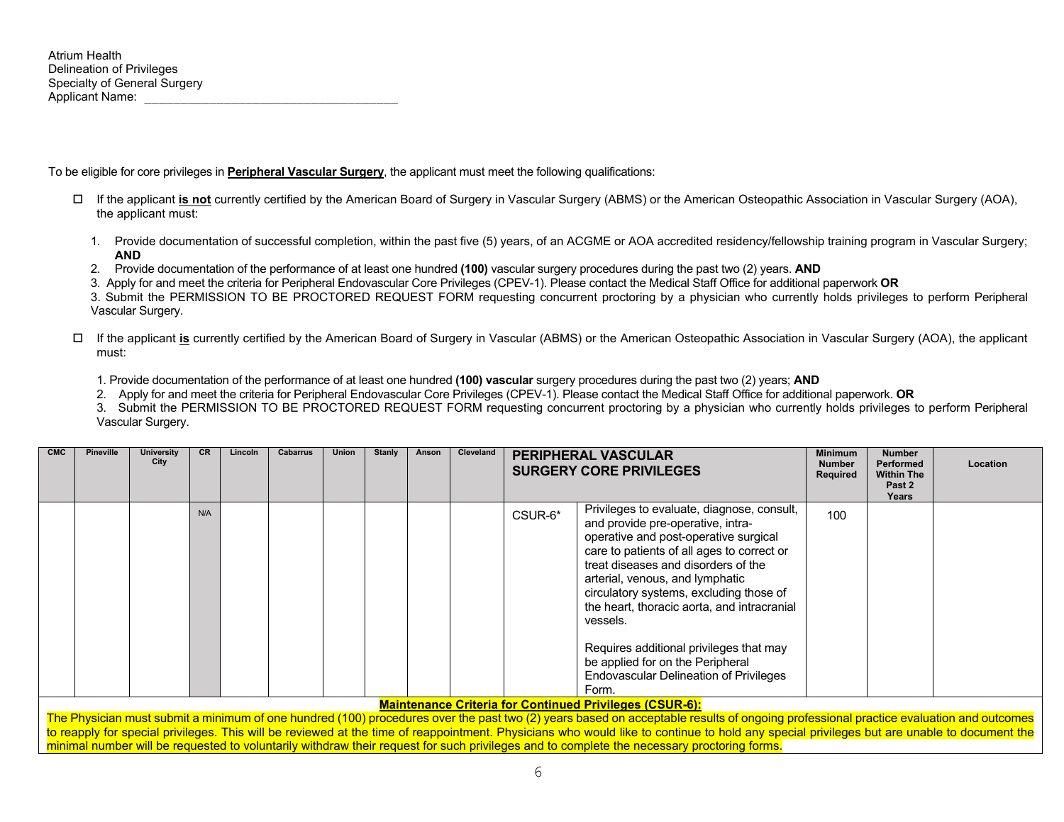Atrium Health
Delineation of Privileges
Specialty of General Surgery
Applicant Name: ____________________________________

To be eligible for core privileges in **Peripheral Vascular Surgery**, the applicant must meet the following qualifications:

- ☐ If the applicant **is not** currently certified by the American Board of Surgery in Vascular Surgery (ABMS) or the American Osteopathic Association in Vascular Surgery (AOA), the applicant must:

  1. Provide documentation of successful completion, within the past five (5) years, of an ACGME or AOA accredited residency/fellowship training program in Vascular Surgery; **AND**
  2. Provide documentation of the performance of at least one hundred **(100)** vascular surgery procedures during the past two (2) years. **AND**
  3. Apply for and meet the criteria for Peripheral Endovascular Core Privileges (CPEV-1). Please contact the Medical Staff Office for additional paperwork **OR**
  3. Submit the PERMISSION TO BE PROCTORED REQUEST FORM requesting concurrent proctoring by a physician who currently holds privileges to perform Peripheral Vascular Surgery.

- ☐ If the applicant **is** currently certified by the American Board of Surgery in Vascular (ABMS) or the American Osteopathic Association in Vascular Surgery (AOA), the applicant must:

  1. Provide documentation of the performance of at least one hundred **(100) vascular** surgery procedures during the past two (2) years; **AND**
  2. Apply for and meet the criteria for Peripheral Endovascular Core Privileges (CPEV-1). Please contact the Medical Staff Office for additional paperwork. **OR**
  3. Submit the PERMISSION TO BE PROCTORED REQUEST FORM requesting concurrent proctoring by a physician who currently holds privileges to perform Peripheral Vascular Surgery.

| CMC | Pineville | University City | CR | Lincoln | Cabarrus | Union | Stanly | Anson | Cleveland | PERIPHERAL VASCULAR SURGERY CORE PRIVILEGES | | Minimum Number Required | Number Performed Within The Past 2 Years | Location |
|---|---|---|---|---|---|---|---|---|---|---|---|---|---|---|
| | | | N/A | | | | | | | CSUR-6* | Privileges to evaluate, diagnose, consult, and provide pre-operative, intra-operative and post-operative surgical care to patients of all ages to correct or treat diseases and disorders of the arterial, venous, and lymphatic circulatory systems, excluding those of the heart, thoracic aorta, and intracranial vessels.<br><br>Requires additional privileges that may be applied for on the Peripheral Endovascular Delineation of Privileges Form. | 100 | | |

**Maintenance Criteria for Continued Privileges (CSUR-6):**

The Physician must submit a minimum of one hundred (100) procedures over the past two (2) years based on acceptable results of ongoing professional practice evaluation and outcomes to reapply for special privileges. This will be reviewed at the time of reappointment. Physicians who would like to continue to hold any special privileges but are unable to document the minimal number will be requested to voluntarily withdraw their request for such privileges and to complete the necessary proctoring forms.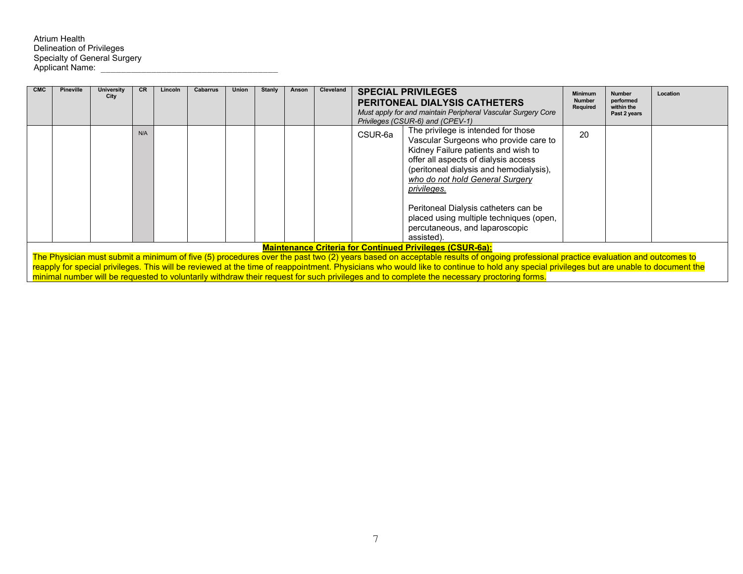Atrium Health
Delineation of Privileges
Specialty of General Surgery
Applicant Name: ___________________________________

| CMC | Pineville | University City | CR | Lincoln | Cabarrus | Union | Stanly | Anson | Cleveland | **SPECIAL PRIVILEGES**<br>**PERITONEAL DIALYSIS CATHETERS**<br>*Must apply for and maintain Peripheral Vascular Surgery Core Privileges (CSUR-6) and (CPEV-1)* | | Minimum Number Required | Number performed within the Past 2 years | Location |
|---|---|---|---|---|---|---|---|---|---|---|---|---|---|---|
| | | | N/A | | | | | | | CSUR-6a | The privilege is intended for those Vascular Surgeons who provide care to Kidney Failure patients and wish to offer all aspects of dialysis access (peritoneal dialysis and hemodialysis), *who do not hold General Surgery privileges.*<br><br>Peritoneal Dialysis catheters can be placed using multiple techniques (open, percutaneous, and laparoscopic assisted). | 20 | | |

**Maintenance Criteria for Continued Privileges (CSUR-6a):**

The Physician must submit a minimum of five (5) procedures over the past two (2) years based on acceptable results of ongoing professional practice evaluation and outcomes to reapply for special privileges. This will be reviewed at the time of reappointment. Physicians who would like to continue to hold any special privileges but are unable to document the minimal number will be requested to voluntarily withdraw their request for such privileges and to complete the necessary proctoring forms.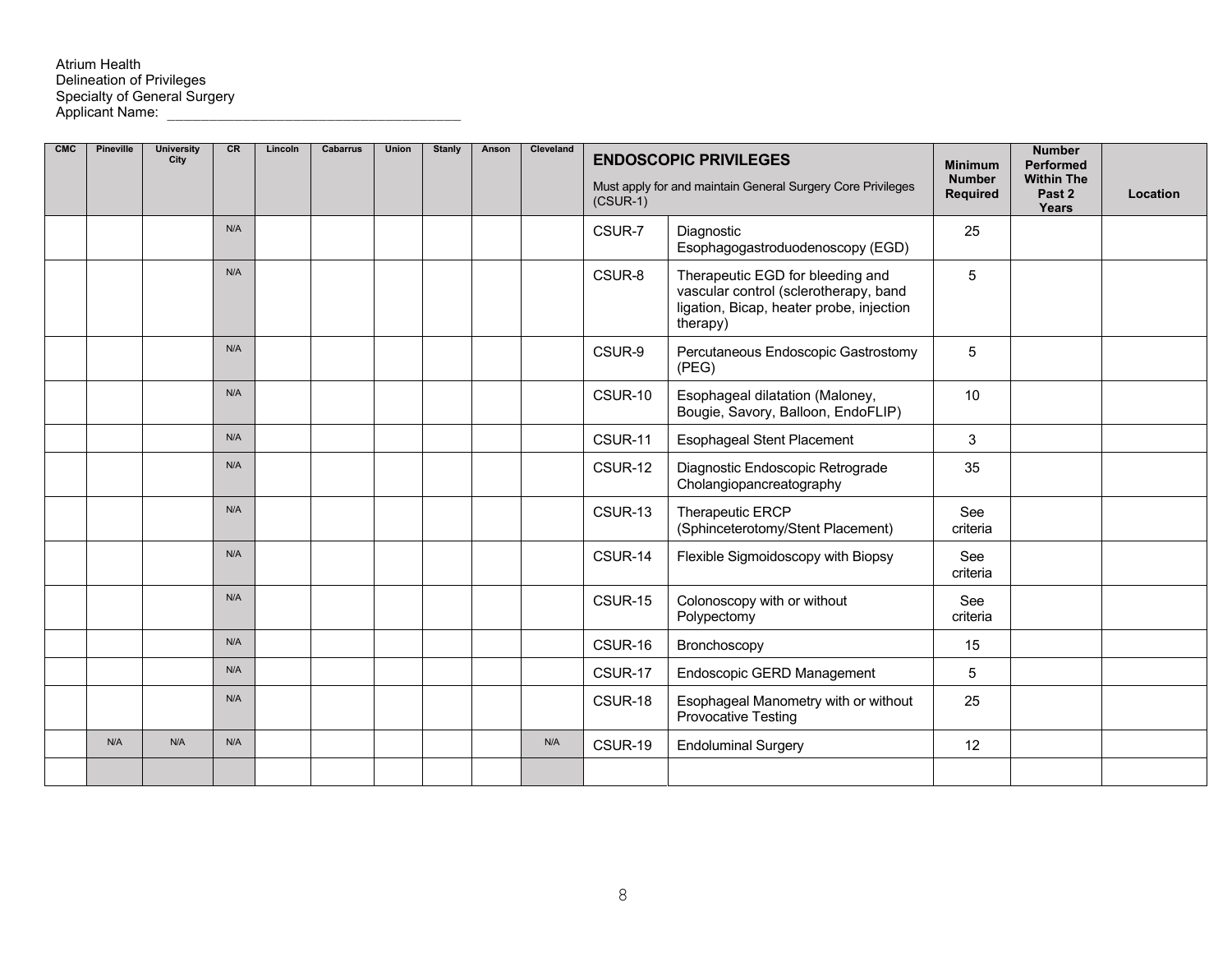Atrium Health
Delineation of Privileges
Specialty of General Surgery
Applicant Name: ___________________________________

| CMC | Pineville | University City | CR | Lincoln | Cabarrus | Union | Stanly | Anson | Cleveland | **ENDOSCOPIC PRIVILEGES**<br>Must apply for and maintain General Surgery Core Privileges (CSUR-1) | | Minimum Number Required | Number Performed Within The Past 2 Years | Location |
|---|---|---|---|---|---|---|---|---|---|---|---|---|---|---|
| | | | N/A | | | | | | | CSUR-7 | Diagnostic Esophagogastroduodenoscopy (EGD) | 25 | | |
| | | | N/A | | | | | | | CSUR-8 | Therapeutic EGD for bleeding and vascular control (sclerotherapy, band ligation, Bicap, heater probe, injection therapy) | 5 | | |
| | | | N/A | | | | | | | CSUR-9 | Percutaneous Endoscopic Gastrostomy (PEG) | 5 | | |
| | | | N/A | | | | | | | CSUR-10 | Esophageal dilatation (Maloney, Bougie, Savory, Balloon, EndoFLIP) | 10 | | |
| | | | N/A | | | | | | | CSUR-11 | Esophageal Stent Placement | 3 | | |
| | | | N/A | | | | | | | CSUR-12 | Diagnostic Endoscopic Retrograde Cholangiopancreatography | 35 | | |
| | | | N/A | | | | | | | CSUR-13 | Therapeutic ERCP (Sphinceterotomy/Stent Placement) | See criteria | | |
| | | | N/A | | | | | | | CSUR-14 | Flexible Sigmoidoscopy with Biopsy | See criteria | | |
| | | | N/A | | | | | | | CSUR-15 | Colonoscopy with or without Polypectomy | See criteria | | |
| | | | N/A | | | | | | | CSUR-16 | Bronchoscopy | 15 | | |
| | | | N/A | | | | | | | CSUR-17 | Endoscopic GERD Management | 5 | | |
| | | | N/A | | | | | | | CSUR-18 | Esophageal Manometry with or without Provocative Testing | 25 | | |
| | N/A | N/A | N/A | | | | | | N/A | CSUR-19 | Endoluminal Surgery | 12 | | |
| | | | | | | | | | | | | | | |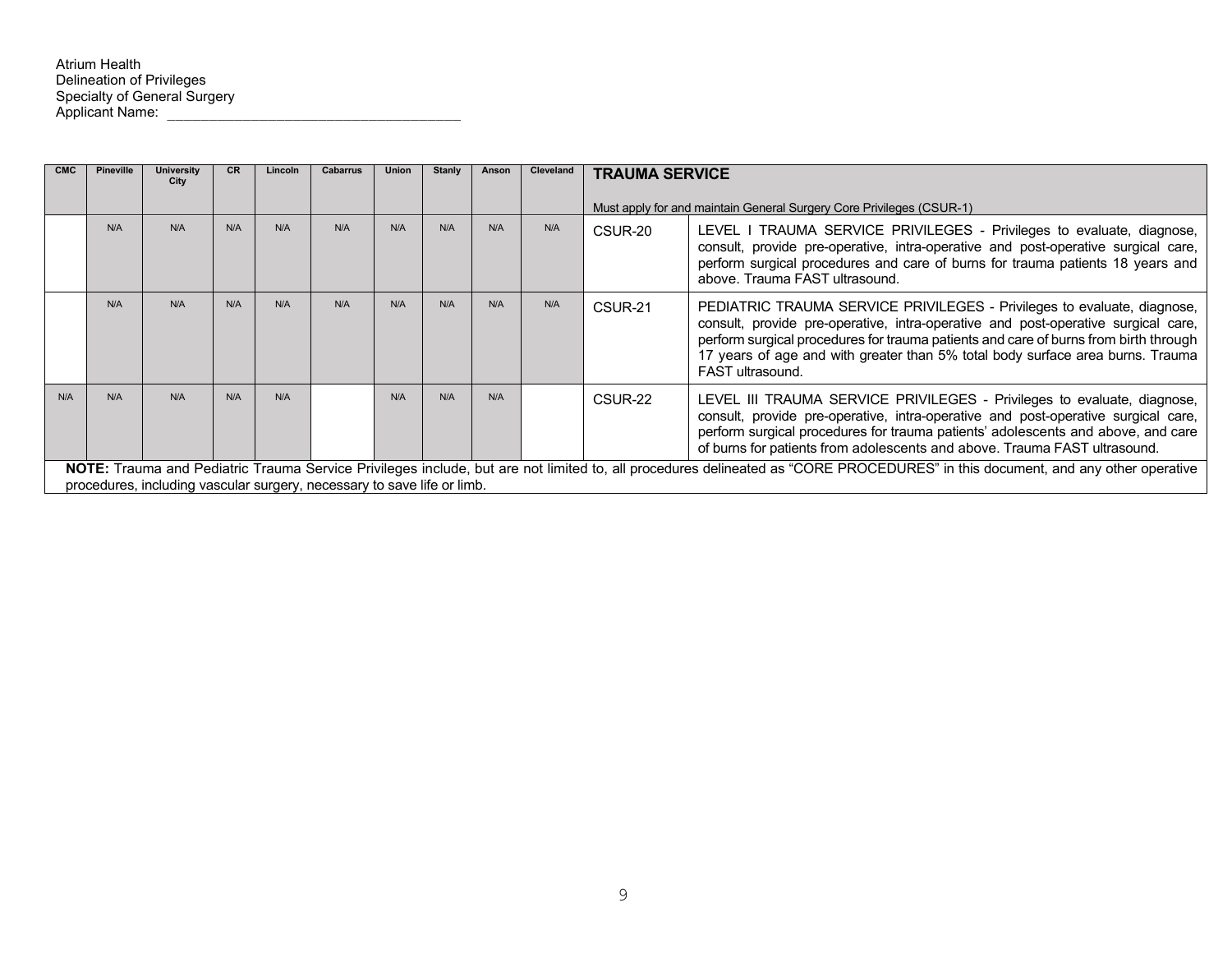Atrium Health
Delineation of Privileges
Specialty of General Surgery
Applicant Name: ___________________________________

| CMC | Pineville | University City | CR | Lincoln | Cabarrus | Union | Stanly | Anson | Cleveland | **TRAUMA SERVICE**<br><br>Must apply for and maintain General Surgery Core Privileges (CSUR-1) | |
|---|---|---|---|---|---|---|---|---|---|---|---|
| | N/A | N/A | N/A | N/A | N/A | N/A | N/A | N/A | N/A | CSUR-20 | LEVEL I TRAUMA SERVICE PRIVILEGES - Privileges to evaluate, diagnose, consult, provide pre-operative, intra-operative and post-operative surgical care, perform surgical procedures and care of burns for trauma patients 18 years and above. Trauma FAST ultrasound. |
| | N/A | N/A | N/A | N/A | N/A | N/A | N/A | N/A | N/A | CSUR-21 | PEDIATRIC TRAUMA SERVICE PRIVILEGES - Privileges to evaluate, diagnose, consult, provide pre-operative, intra-operative and post-operative surgical care, perform surgical procedures for trauma patients and care of burns from birth through 17 years of age and with greater than 5% total body surface area burns. Trauma FAST ultrasound. |
| N/A | N/A | N/A | N/A | N/A | | N/A | N/A | N/A | | CSUR-22 | LEVEL III TRAUMA SERVICE PRIVILEGES - Privileges to evaluate, diagnose, consult, provide pre-operative, intra-operative and post-operative surgical care, perform surgical procedures for trauma patients' adolescents and above, and care of burns for patients from adolescents and above. Trauma FAST ultrasound. |
| **NOTE:** Trauma and Pediatric Trauma Service Privileges include, but are not limited to, all procedures delineated as "CORE PROCEDURES" in this document, and any other operative procedures, including vascular surgery, necessary to save life or limb. | | | | | | | | | | | |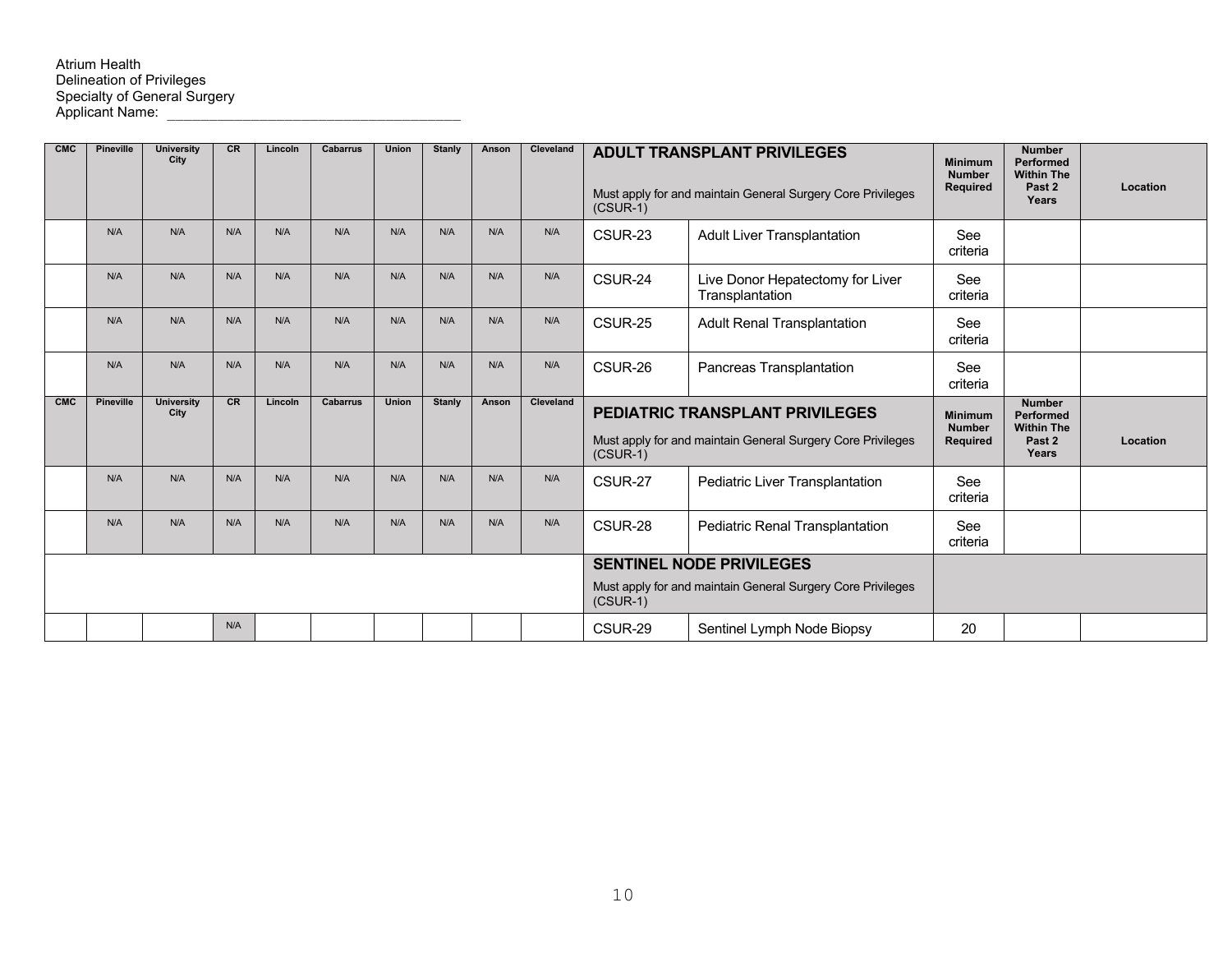Atrium Health
Delineation of Privileges
Specialty of General Surgery
Applicant Name: ___________________________________

| CMC | Pineville | University City | CR | Lincoln | Cabarrus | Union | Stanly | Anson | Cleveland | **ADULT TRANSPLANT PRIVILEGES** Must apply for and maintain General Surgery Core Privileges (CSUR-1) | | Minimum Number Required | Number Performed Within The Past 2 Years | Location |
|---|---|---|---|---|---|---|---|---|---|---|---|---|---|---|
| | N/A | N/A | N/A | N/A | N/A | N/A | N/A | N/A | N/A | CSUR-23 | Adult Liver Transplantation | See criteria | | |
| | N/A | N/A | N/A | N/A | N/A | N/A | N/A | N/A | N/A | CSUR-24 | Live Donor Hepatectomy for Liver Transplantation | See criteria | | |
| | N/A | N/A | N/A | N/A | N/A | N/A | N/A | N/A | N/A | CSUR-25 | Adult Renal Transplantation | See criteria | | |
| | N/A | N/A | N/A | N/A | N/A | N/A | N/A | N/A | N/A | CSUR-26 | Pancreas Transplantation | See criteria | | |
| **CMC** | **Pineville** | **University City** | **CR** | **Lincoln** | **Cabarrus** | **Union** | **Stanly** | **Anson** | **Cleveland** | **PEDIATRIC TRANSPLANT PRIVILEGES** Must apply for and maintain General Surgery Core Privileges (CSUR-1) | | **Minimum Number Required** | **Number Performed Within The Past 2 Years** | **Location** |
| | N/A | N/A | N/A | N/A | N/A | N/A | N/A | N/A | N/A | CSUR-27 | Pediatric Liver Transplantation | See criteria | | |
| | N/A | N/A | N/A | N/A | N/A | N/A | N/A | N/A | N/A | CSUR-28 | Pediatric Renal Transplantation | See criteria | | |
| | | | | | | | | | | **SENTINEL NODE PRIVILEGES** Must apply for and maintain General Surgery Core Privileges (CSUR-1) | | | | |
| | | | N/A | | | | | | | CSUR-29 | Sentinel Lymph Node Biopsy | 20 | | |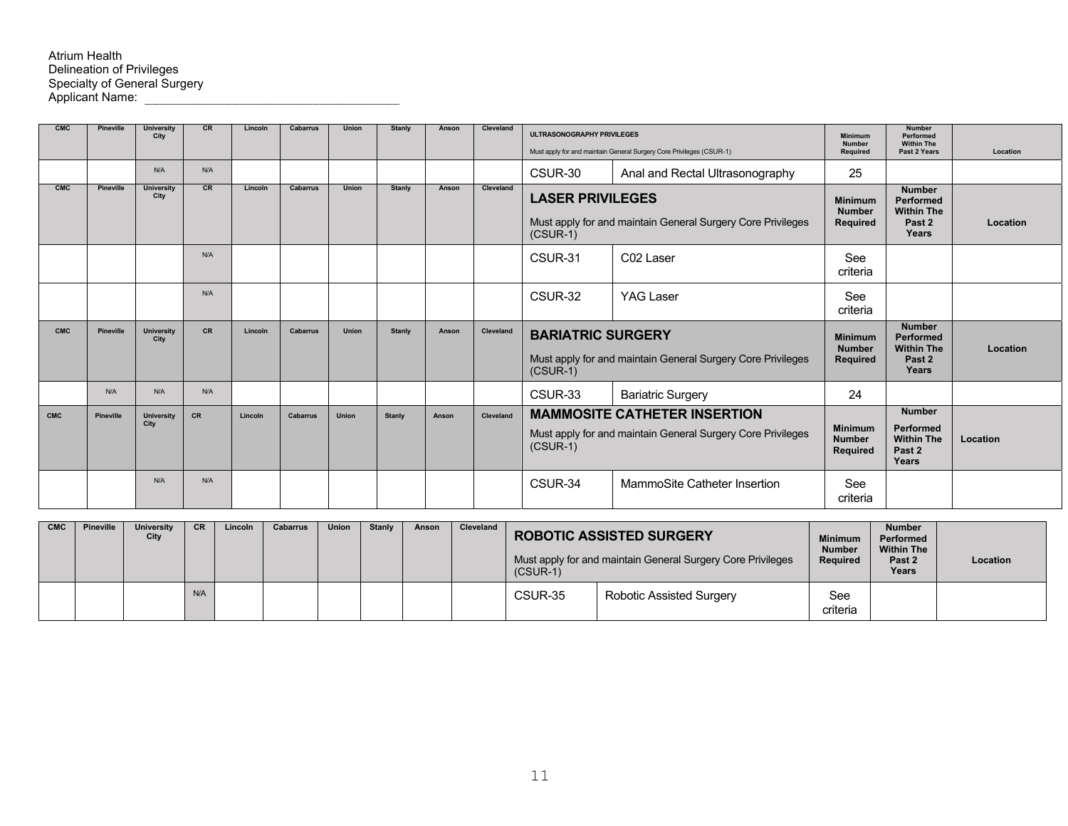Atrium Health
Delineation of Privileges
Specialty of General Surgery
Applicant Name: ___________________________________

| CMC | Pineville | University City | CR | Lincoln | Cabarrus | Union | Stanly | Anson | Cleveland | ULTRASONOGRAPHY PRIVILEGES<br>Must apply for and maintain General Surgery Core Privileges (CSUR-1) | | Minimum Number Required | Number Performed Within The Past 2 Years | Location |
|---|---|---|---|---|---|---|---|---|---|---|---|---|---|---|
| | | N/A | N/A | | | | | | | CSUR-30 | Anal and Rectal Ultrasonography | 25 | | |
| **CMC** | **Pineville** | **University City** | **CR** | **Lincoln** | **Cabarrus** | **Union** | **Stanly** | **Anson** | **Cleveland** | **LASER PRIVILEGES**<br>Must apply for and maintain General Surgery Core Privileges (CSUR-1) | | **Minimum Number Required** | **Number Performed Within The Past 2 Years** | **Location** |
| | | | N/A | | | | | | | CSUR-31 | C02 Laser | See criteria | | |
| | | | N/A | | | | | | | CSUR-32 | YAG Laser | See criteria | | |
| **CMC** | **Pineville** | **University City** | **CR** | **Lincoln** | **Cabarrus** | **Union** | **Stanly** | **Anson** | **Cleveland** | **BARIATRIC SURGERY**<br>Must apply for and maintain General Surgery Core Privileges (CSUR-1) | | **Minimum Number Required** | **Number Performed Within The Past 2 Years** | **Location** |
| | N/A | N/A | N/A | | | | | | | CSUR-33 | Bariatric Surgery | 24 | | |
| **CMC** | **Pineville** | **University City** | **CR** | **Lincoln** | **Cabarrus** | **Union** | **Stanly** | **Anson** | **Cleveland** | **MAMMOSITE CATHETER INSERTION**<br>Must apply for and maintain General Surgery Core Privileges (CSUR-1) | | **Minimum Number Required** | **Number Performed Within The Past 2 Years** | **Location** |
| | | N/A | N/A | | | | | | | CSUR-34 | MammoSite Catheter Insertion | See criteria | | |

| CMC | Pineville | University City | CR | Lincoln | Cabarrus | Union | Stanly | Anson | Cleveland | ROBOTIC ASSISTED SURGERY<br>Must apply for and maintain General Surgery Core Privileges (CSUR-1) | | Minimum Number Required | Number Performed Within The Past 2 Years | Location |
|---|---|---|---|---|---|---|---|---|---|---|---|---|---|---|
| | | | N/A | | | | | | | CSUR-35 | Robotic Assisted Surgery | See criteria | | |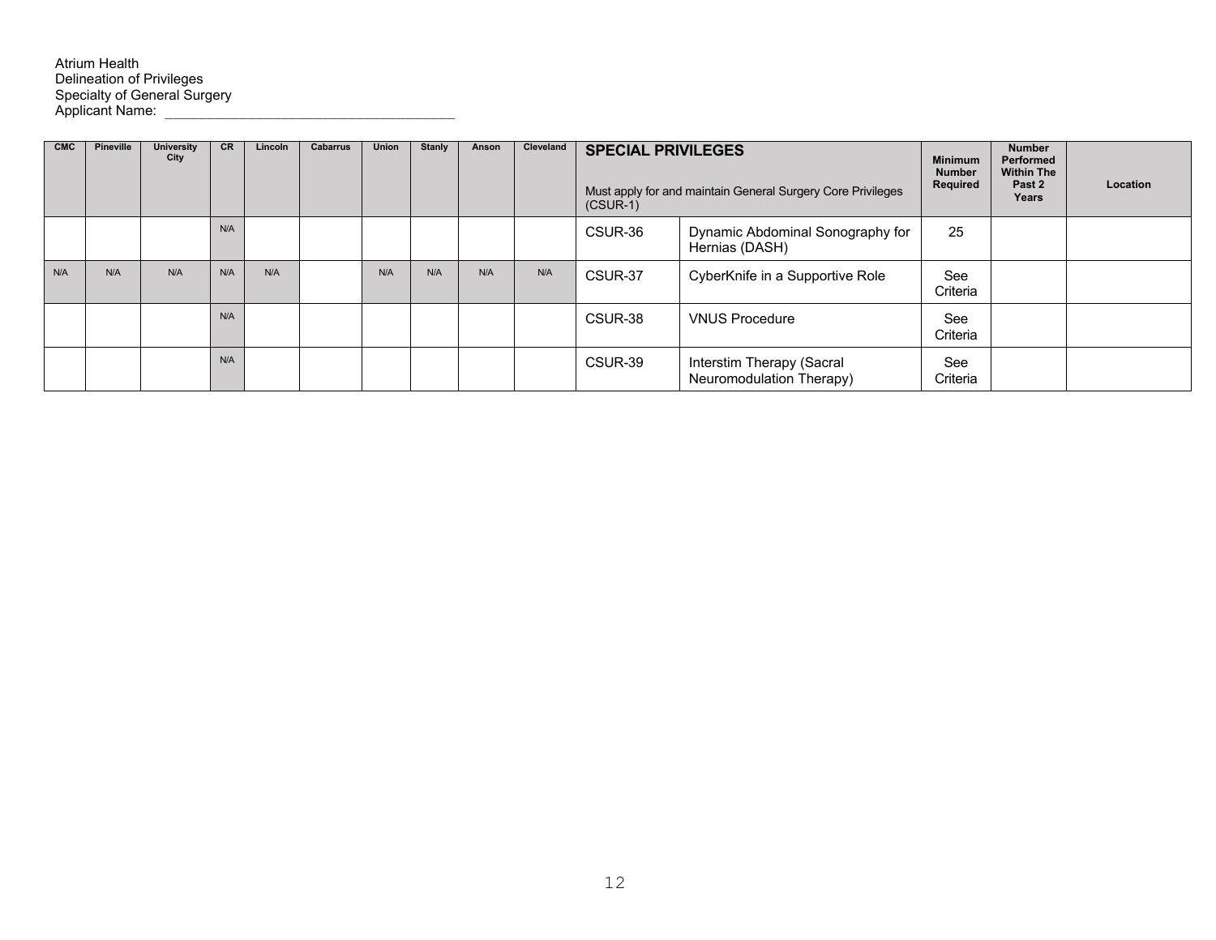Atrium Health
Delineation of Privileges
Specialty of General Surgery
Applicant Name: ___________________________________

| CMC | Pineville | University City | CR | Lincoln | Cabarrus | Union | Stanly | Anson | Cleveland | **SPECIAL PRIVILEGES** Must apply for and maintain General Surgery Core Privileges (CSUR-1) | | Minimum Number Required | Number Performed Within The Past 2 Years | Location |
|---|---|---|---|---|---|---|---|---|---|---|---|---|---|---|
| | | | N/A | | | | | | | CSUR-36 | Dynamic Abdominal Sonography for Hernias (DASH) | 25 | | |
| N/A | N/A | N/A | N/A | N/A | | N/A | N/A | N/A | N/A | CSUR-37 | CyberKnife in a Supportive Role | See Criteria | | |
| | | | N/A | | | | | | | CSUR-38 | VNUS Procedure | See Criteria | | |
| | | | N/A | | | | | | | CSUR-39 | Interstim Therapy (Sacral Neuromodulation Therapy) | See Criteria | | |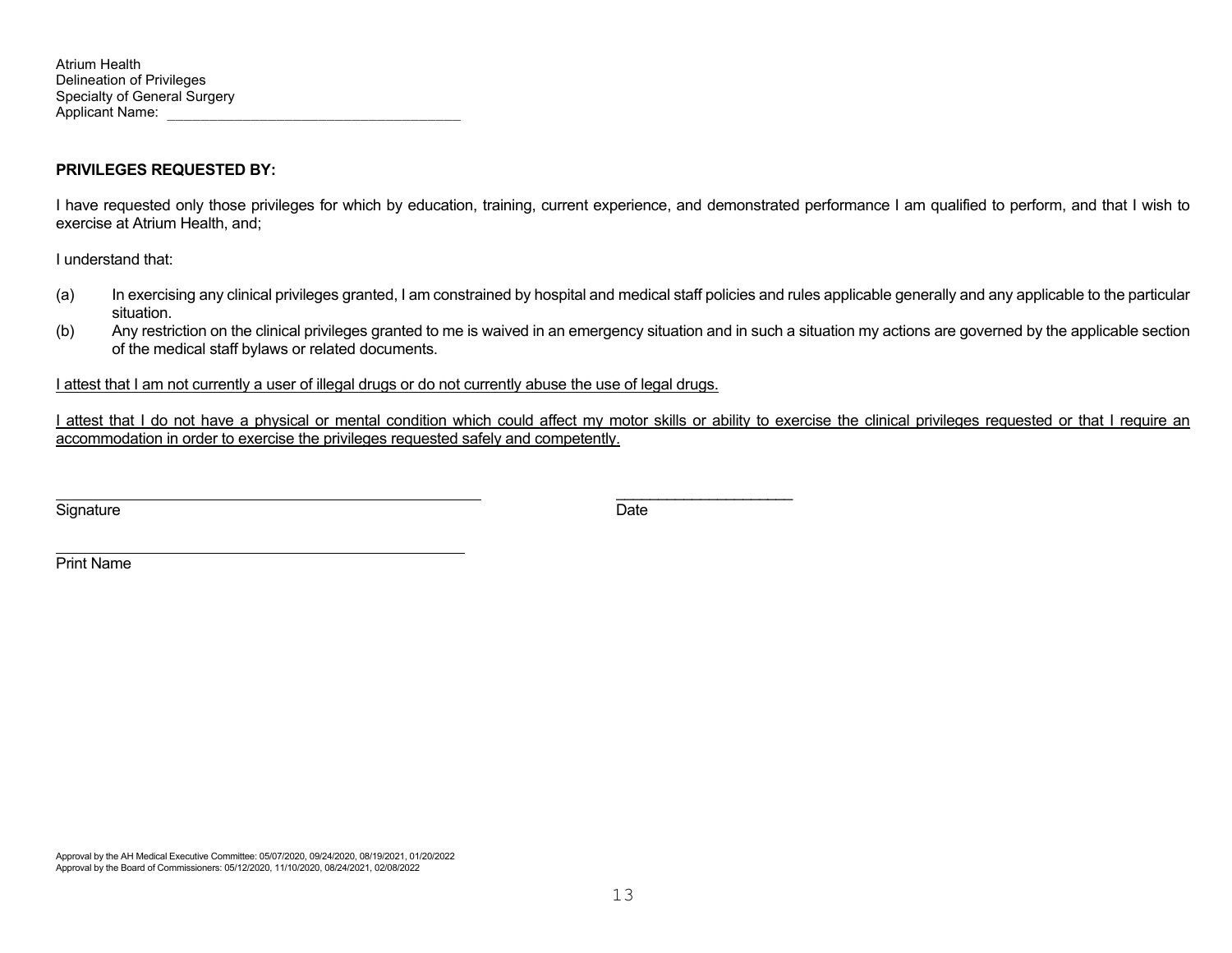Atrium Health
Delineation of Privileges
Specialty of General Surgery
Applicant Name: ____________________________________

**PRIVILEGES REQUESTED BY:**

I have requested only those privileges for which by education, training, current experience, and demonstrated performance I am qualified to perform, and that I wish to exercise at Atrium Health, and;

I understand that:

(a) In exercising any clinical privileges granted, I am constrained by hospital and medical staff policies and rules applicable generally and any applicable to the particular situation.
(b) Any restriction on the clinical privileges granted to me is waived in an emergency situation and in such a situation my actions are governed by the applicable section of the medical staff bylaws or related documents.

<u>I attest that I am not currently a user of illegal drugs or do not currently abuse the use of legal drugs.</u>

<u>I attest that I do not have a physical or mental condition which could affect my motor skills or ability to exercise the clinical privileges requested or that I require an accommodation in order to exercise the privileges requested safely and competently.</u>

______________________________________________ ____________________
Signature Date

______________________________________________
Print Name

Approval by the AH Medical Executive Committee: 05/07/2020, 09/24/2020, 08/19/2021, 01/20/2022
Approval by the Board of Commissioners: 05/12/2020, 11/10/2020, 08/24/2021, 02/08/2022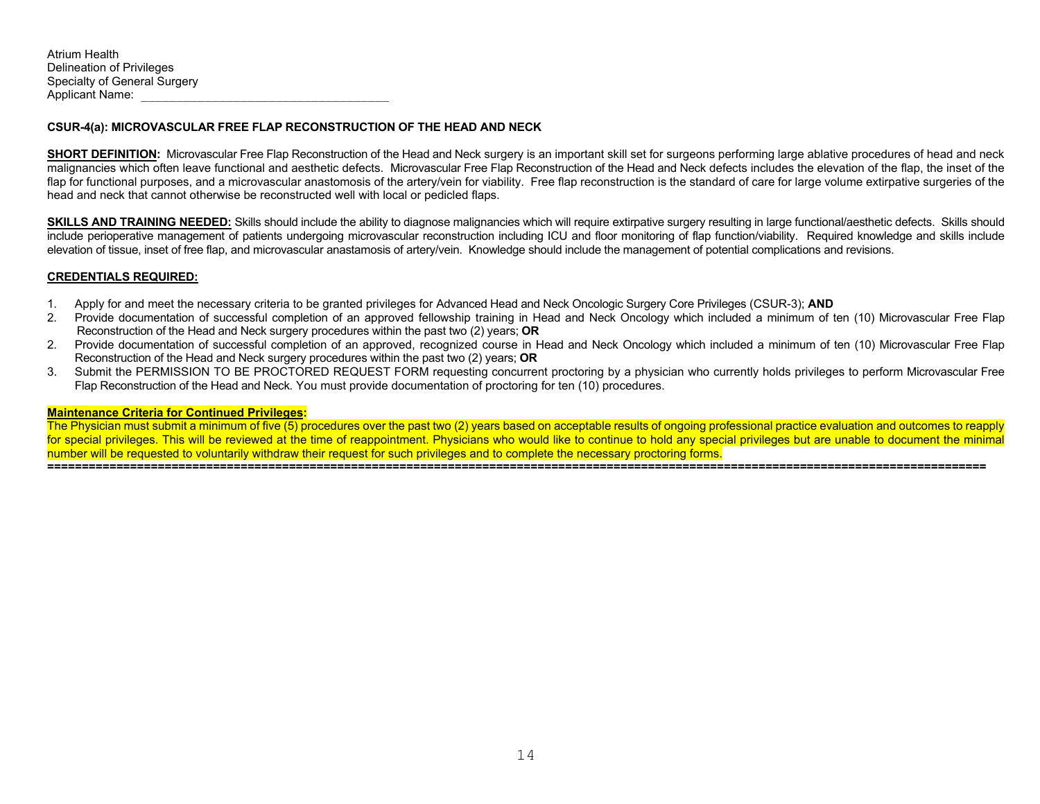Atrium Health
Delineation of Privileges
Specialty of General Surgery
Applicant Name: ____________________________________

**CSUR-4(a): MICROVASCULAR FREE FLAP RECONSTRUCTION OF THE HEAD AND NECK**

**SHORT DEFINITION:** Microvascular Free Flap Reconstruction of the Head and Neck surgery is an important skill set for surgeons performing large ablative procedures of head and neck malignancies which often leave functional and aesthetic defects. Microvascular Free Flap Reconstruction of the Head and Neck defects includes the elevation of the flap, the inset of the flap for functional purposes, and a microvascular anastomosis of the artery/vein for viability. Free flap reconstruction is the standard of care for large volume extirpative surgeries of the head and neck that cannot otherwise be reconstructed well with local or pedicled flaps.

**SKILLS AND TRAINING NEEDED:** Skills should include the ability to diagnose malignancies which will require extirpative surgery resulting in large functional/aesthetic defects. Skills should include perioperative management of patients undergoing microvascular reconstruction including ICU and floor monitoring of flap function/viability. Required knowledge and skills include elevation of tissue, inset of free flap, and microvascular anastamosis of artery/vein. Knowledge should include the management of potential complications and revisions.

**CREDENTIALS REQUIRED:**

1. Apply for and meet the necessary criteria to be granted privileges for Advanced Head and Neck Oncologic Surgery Core Privileges (CSUR-3); **AND**
2. Provide documentation of successful completion of an approved fellowship training in Head and Neck Oncology which included a minimum of ten (10) Microvascular Free Flap Reconstruction of the Head and Neck surgery procedures within the past two (2) years; **OR**
2. Provide documentation of successful completion of an approved, recognized course in Head and Neck Oncology which included a minimum of ten (10) Microvascular Free Flap Reconstruction of the Head and Neck surgery procedures within the past two (2) years; **OR**
3. Submit the PERMISSION TO BE PROCTORED REQUEST FORM requesting concurrent proctoring by a physician who currently holds privileges to perform Microvascular Free Flap Reconstruction of the Head and Neck. You must provide documentation of proctoring for ten (10) procedures.

**Maintenance Criteria for Continued Privileges:**
The Physician must submit a minimum of five (5) procedures over the past two (2) years based on acceptable results of ongoing professional practice evaluation and outcomes to reapply for special privileges. This will be reviewed at the time of reappointment. Physicians who would like to continue to hold any special privileges but are unable to document the minimal number will be requested to voluntarily withdraw their request for such privileges and to complete the necessary proctoring forms.

==========================================================================================================================================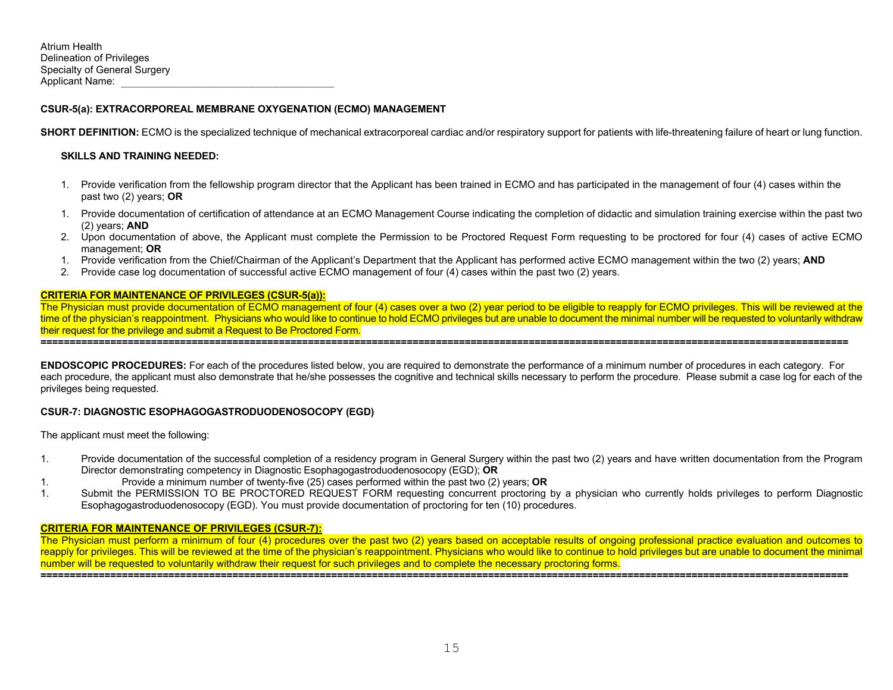Atrium Health
Delineation of Privileges
Specialty of General Surgery
Applicant Name: ___________________________________

**CSUR-5(a): EXTRACORPOREAL MEMBRANE OXYGENATION (ECMO) MANAGEMENT**

**SHORT DEFINITION:** ECMO is the specialized technique of mechanical extracorporeal cardiac and/or respiratory support for patients with life-threatening failure of heart or lung function.

**SKILLS AND TRAINING NEEDED:**

1. Provide verification from the fellowship program director that the Applicant has been trained in ECMO and has participated in the management of four (4) cases within the past two (2) years; **OR**

1. Provide documentation of certification of attendance at an ECMO Management Course indicating the completion of didactic and simulation training exercise within the past two (2) years; **AND**
2. Upon documentation of above, the Applicant must complete the Permission to be Proctored Request Form requesting to be proctored for four (4) cases of active ECMO management; **OR**

1. Provide verification from the Chief/Chairman of the Applicant's Department that the Applicant has performed active ECMO management within the two (2) years; **AND**
2. Provide case log documentation of successful active ECMO management of four (4) cases within the past two (2) years.

**CRITERIA FOR MAINTENANCE OF PRIVILEGES (CSUR-5(a)):**
The Physician must provide documentation of ECMO management of four (4) cases over a two (2) year period to be eligible to reapply for ECMO privileges. This will be reviewed at the time of the physician's reappointment. Physicians who would like to continue to hold ECMO privileges but are unable to document the minimal number will be requested to voluntarily withdraw their request for the privilege and submit a Request to Be Proctored Form.

==========================================================================================================================================

**ENDOSCOPIC PROCEDURES:** For each of the procedures listed below, you are required to demonstrate the performance of a minimum number of procedures in each category. For each procedure, the applicant must also demonstrate that he/she possesses the cognitive and technical skills necessary to perform the procedure. Please submit a case log for each of the privileges being requested.

**CSUR-7: DIAGNOSTIC ESOPHAGOGASTRODUODENOSOCOPY (EGD)**

The applicant must meet the following:

1. Provide documentation of the successful completion of a residency program in General Surgery within the past two (2) years and have written documentation from the Program Director demonstrating competency in Diagnostic Esophagogastroduodenosocopy (EGD); **OR**

1. Provide a minimum number of twenty-five (25) cases performed within the past two (2) years; **OR**

1. Submit the PERMISSION TO BE PROCTORED REQUEST FORM requesting concurrent proctoring by a physician who currently holds privileges to perform Diagnostic Esophagogastroduodenosocopy (EGD). You must provide documentation of proctoring for ten (10) procedures.

**CRITERIA FOR MAINTENANCE OF PRIVILEGES (CSUR-7):**
The Physician must perform a minimum of four (4) procedures over the past two (2) years based on acceptable results of ongoing professional practice evaluation and outcomes to reapply for privileges. This will be reviewed at the time of the physician's reappointment. Physicians who would like to continue to hold privileges but are unable to document the minimal number will be requested to voluntarily withdraw their request for such privileges and to complete the necessary proctoring forms.

==========================================================================================================================================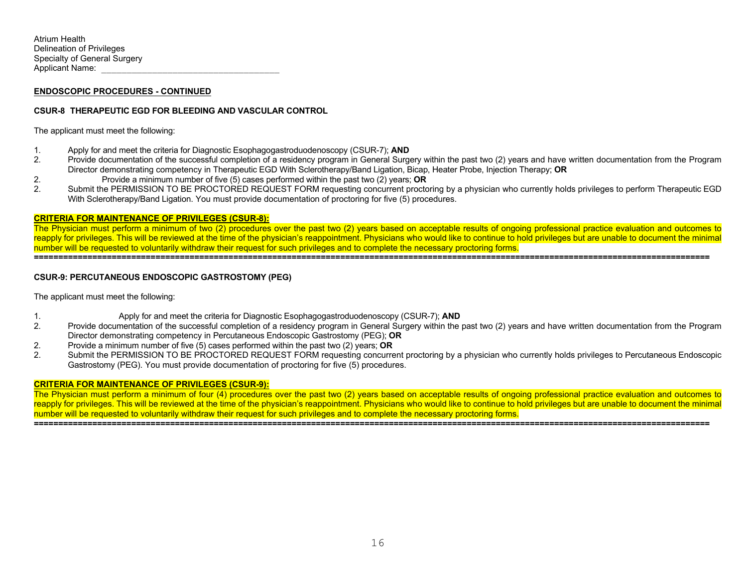Atrium Health
Delineation of Privileges
Specialty of General Surgery
Applicant Name: ___________________________________

**ENDOSCOPIC PROCEDURES - CONTINUED**

**CSUR-8 THERAPEUTIC EGD FOR BLEEDING AND VASCULAR CONTROL**

The applicant must meet the following:

1. Apply for and meet the criteria for Diagnostic Esophagogastroduodenoscopy (CSUR-7); **AND**
2. Provide documentation of the successful completion of a residency program in General Surgery within the past two (2) years and have written documentation from the Program Director demonstrating competency in Therapeutic EGD With Sclerotherapy/Band Ligation, Bicap, Heater Probe, Injection Therapy; **OR**
2. Provide a minimum number of five (5) cases performed within the past two (2) years; **OR**
2. Submit the PERMISSION TO BE PROCTORED REQUEST FORM requesting concurrent proctoring by a physician who currently holds privileges to perform Therapeutic EGD With Sclerotherapy/Band Ligation. You must provide documentation of proctoring for five (5) procedures.

**CRITERIA FOR MAINTENANCE OF PRIVILEGES (CSUR-8):**

The Physician must perform a minimum of two (2) procedures over the past two (2) years based on acceptable results of ongoing professional practice evaluation and outcomes to reapply for privileges. This will be reviewed at the time of the physician's reappointment. Physicians who would like to continue to hold privileges but are unable to document the minimal number will be requested to voluntarily withdraw their request for such privileges and to complete the necessary proctoring forms.

==========================================================================================================================================

**CSUR-9: PERCUTANEOUS ENDOSCOPIC GASTROSTOMY (PEG)**

The applicant must meet the following:

1. Apply for and meet the criteria for Diagnostic Esophagogastroduodenoscopy (CSUR-7); **AND**
2. Provide documentation of the successful completion of a residency program in General Surgery within the past two (2) years and have written documentation from the Program Director demonstrating competency in Percutaneous Endoscopic Gastrostomy (PEG); **OR**
2. Provide a minimum number of five (5) cases performed within the past two (2) years; **OR**
2. Submit the PERMISSION TO BE PROCTORED REQUEST FORM requesting concurrent proctoring by a physician who currently holds privileges to Percutaneous Endoscopic Gastrostomy (PEG). You must provide documentation of proctoring for five (5) procedures.

**CRITERIA FOR MAINTENANCE OF PRIVILEGES (CSUR-9):**

The Physician must perform a minimum of four (4) procedures over the past two (2) years based on acceptable results of ongoing professional practice evaluation and outcomes to reapply for privileges. This will be reviewed at the time of the physician's reappointment. Physicians who would like to continue to hold privileges but are unable to document the minimal number will be requested to voluntarily withdraw their request for such privileges and to complete the necessary proctoring forms.

==========================================================================================================================================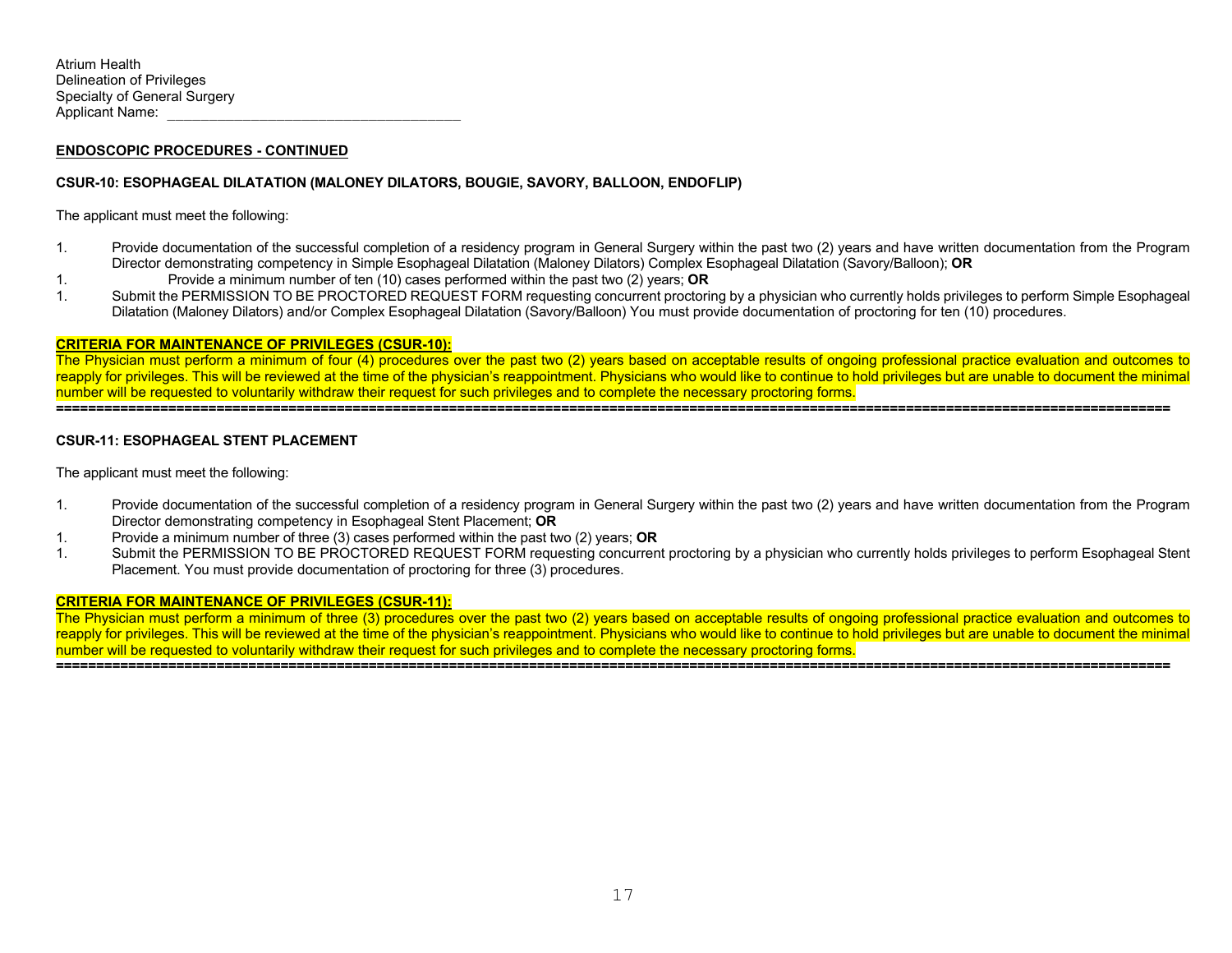Atrium Health
Delineation of Privileges
Specialty of General Surgery
Applicant Name: ____________________________________

**ENDOSCOPIC PROCEDURES - CONTINUED**

**CSUR-10: ESOPHAGEAL DILATATION (MALONEY DILATORS, BOUGIE, SAVORY, BALLOON, ENDOFLIP)**

The applicant must meet the following:

1. Provide documentation of the successful completion of a residency program in General Surgery within the past two (2) years and have written documentation from the Program Director demonstrating competency in Simple Esophageal Dilatation (Maloney Dilators) Complex Esophageal Dilatation (Savory/Balloon); **OR**
1. Provide a minimum number of ten (10) cases performed within the past two (2) years; **OR**
1. Submit the PERMISSION TO BE PROCTORED REQUEST FORM requesting concurrent proctoring by a physician who currently holds privileges to perform Simple Esophageal Dilatation (Maloney Dilators) and/or Complex Esophageal Dilatation (Savory/Balloon) You must provide documentation of proctoring for ten (10) procedures.

**CRITERIA FOR MAINTENANCE OF PRIVILEGES (CSUR-10):**

The Physician must perform a minimum of four (4) procedures over the past two (2) years based on acceptable results of ongoing professional practice evaluation and outcomes to reapply for privileges. This will be reviewed at the time of the physician's reappointment. Physicians who would like to continue to hold privileges but are unable to document the minimal number will be requested to voluntarily withdraw their request for such privileges and to complete the necessary proctoring forms.

---

**CSUR-11: ESOPHAGEAL STENT PLACEMENT**

The applicant must meet the following:

1. Provide documentation of the successful completion of a residency program in General Surgery within the past two (2) years and have written documentation from the Program Director demonstrating competency in Esophageal Stent Placement; **OR**
1. Provide a minimum number of three (3) cases performed within the past two (2) years; **OR**
1. Submit the PERMISSION TO BE PROCTORED REQUEST FORM requesting concurrent proctoring by a physician who currently holds privileges to perform Esophageal Stent Placement. You must provide documentation of proctoring for three (3) procedures.

**CRITERIA FOR MAINTENANCE OF PRIVILEGES (CSUR-11):**

The Physician must perform a minimum of three (3) procedures over the past two (2) years based on acceptable results of ongoing professional practice evaluation and outcomes to reapply for privileges. This will be reviewed at the time of the physician's reappointment. Physicians who would like to continue to hold privileges but are unable to document the minimal number will be requested to voluntarily withdraw their request for such privileges and to complete the necessary proctoring forms.

---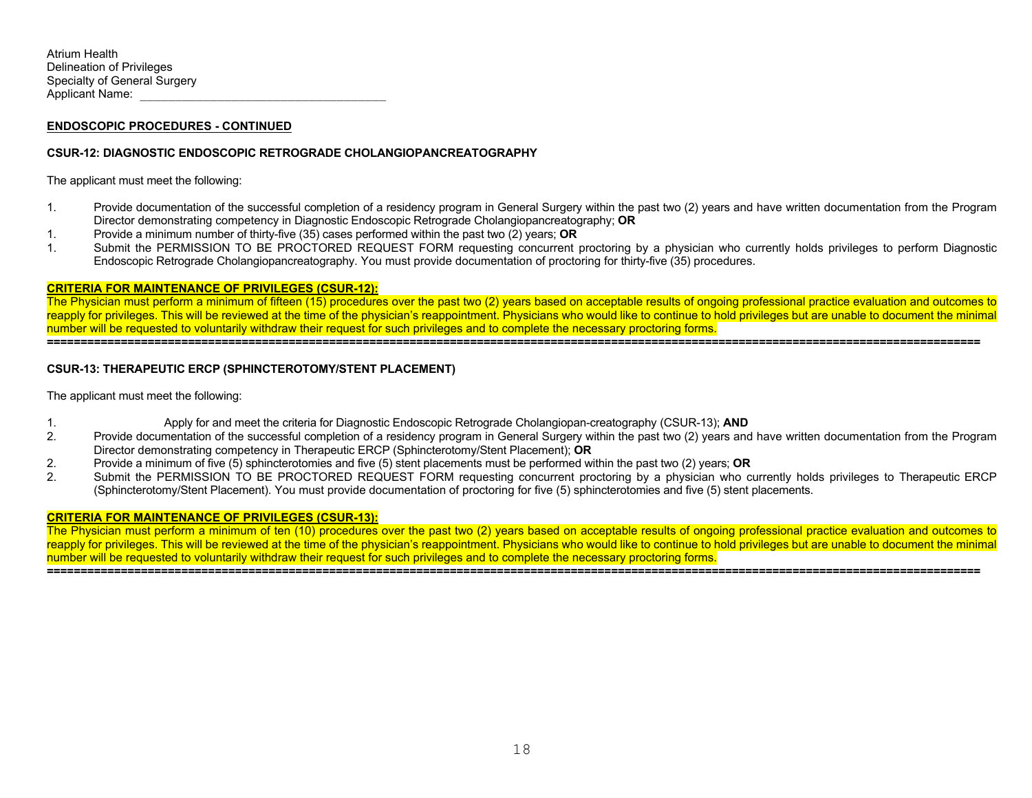Atrium Health
Delineation of Privileges
Specialty of General Surgery
Applicant Name: ____________________________________

**ENDOSCOPIC PROCEDURES - CONTINUED**

**CSUR-12: DIAGNOSTIC ENDOSCOPIC RETROGRADE CHOLANGIOPANCREATOGRAPHY**

The applicant must meet the following:

1. Provide documentation of the successful completion of a residency program in General Surgery within the past two (2) years and have written documentation from the Program Director demonstrating competency in Diagnostic Endoscopic Retrograde Cholangiopancreatography; **OR**
1. Provide a minimum number of thirty-five (35) cases performed within the past two (2) years; **OR**
1. Submit the PERMISSION TO BE PROCTORED REQUEST FORM requesting concurrent proctoring by a physician who currently holds privileges to perform Diagnostic Endoscopic Retrograde Cholangiopancreatography. You must provide documentation of proctoring for thirty-five (35) procedures.

**CRITERIA FOR MAINTENANCE OF PRIVILEGES (CSUR-12):**
The Physician must perform a minimum of fifteen (15) procedures over the past two (2) years based on acceptable results of ongoing professional practice evaluation and outcomes to reapply for privileges. This will be reviewed at the time of the physician's reappointment. Physicians who would like to continue to hold privileges but are unable to document the minimal number will be requested to voluntarily withdraw their request for such privileges and to complete the necessary proctoring forms.

==========================================================================================================

**CSUR-13: THERAPEUTIC ERCP (SPHINCTEROTOMY/STENT PLACEMENT)**

The applicant must meet the following:

1. Apply for and meet the criteria for Diagnostic Endoscopic Retrograde Cholangiopan-creatography (CSUR-13); **AND**
2. Provide documentation of the successful completion of a residency program in General Surgery within the past two (2) years and have written documentation from the Program Director demonstrating competency in Therapeutic ERCP (Sphincterotomy/Stent Placement); **OR**
2. Provide a minimum of five (5) sphincterotomies and five (5) stent placements must be performed within the past two (2) years; **OR**
2. Submit the PERMISSION TO BE PROCTORED REQUEST FORM requesting concurrent proctoring by a physician who currently holds privileges to Therapeutic ERCP (Sphincterotomy/Stent Placement). You must provide documentation of proctoring for five (5) sphincterotomies and five (5) stent placements.

**CRITERIA FOR MAINTENANCE OF PRIVILEGES (CSUR-13):**
The Physician must perform a minimum of ten (10) procedures over the past two (2) years based on acceptable results of ongoing professional practice evaluation and outcomes to reapply for privileges. This will be reviewed at the time of the physician's reappointment. Physicians who would like to continue to hold privileges but are unable to document the minimal number will be requested to voluntarily withdraw their request for such privileges and to complete the necessary proctoring forms.

==========================================================================================================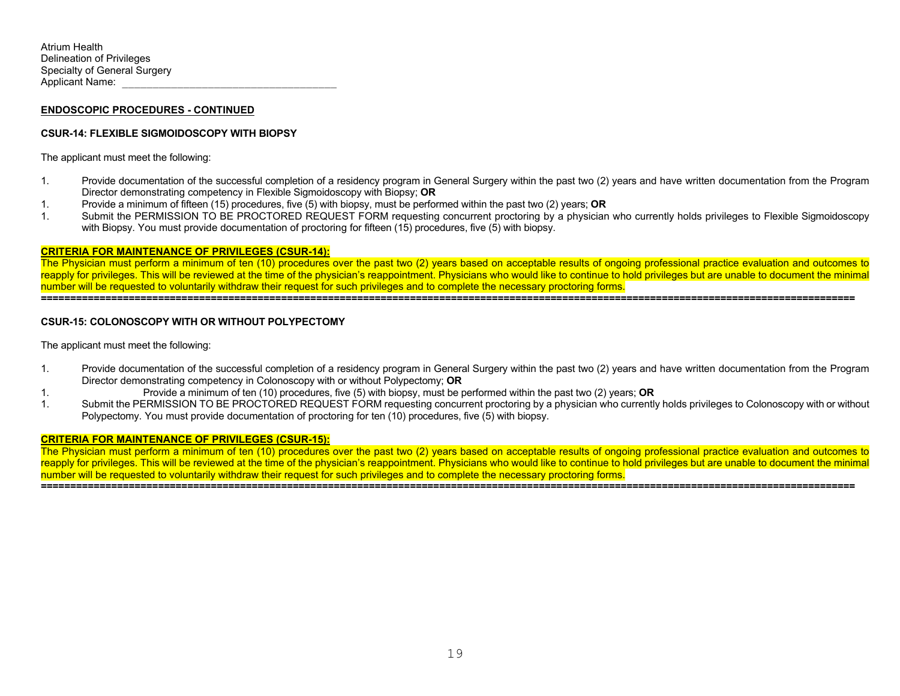Atrium Health
Delineation of Privileges
Specialty of General Surgery
Applicant Name: ___________________________________

**ENDOSCOPIC PROCEDURES - CONTINUED**

**CSUR-14: FLEXIBLE SIGMOIDOSCOPY WITH BIOPSY**

The applicant must meet the following:

1. Provide documentation of the successful completion of a residency program in General Surgery within the past two (2) years and have written documentation from the Program Director demonstrating competency in Flexible Sigmoidoscopy with Biopsy; **OR**
1. Provide a minimum of fifteen (15) procedures, five (5) with biopsy, must be performed within the past two (2) years; **OR**
1. Submit the PERMISSION TO BE PROCTORED REQUEST FORM requesting concurrent proctoring by a physician who currently holds privileges to Flexible Sigmoidoscopy with Biopsy. You must provide documentation of proctoring for fifteen (15) procedures, five (5) with biopsy.

**CRITERIA FOR MAINTENANCE OF PRIVILEGES (CSUR-14):**

The Physician must perform a minimum of ten (10) procedures over the past two (2) years based on acceptable results of ongoing professional practice evaluation and outcomes to reapply for privileges. This will be reviewed at the time of the physician's reappointment. Physicians who would like to continue to hold privileges but are unable to document the minimal number will be requested to voluntarily withdraw their request for such privileges and to complete the necessary proctoring forms.

==========================================================================================

**CSUR-15: COLONOSCOPY WITH OR WITHOUT POLYPECTOMY**

The applicant must meet the following:

1. Provide documentation of the successful completion of a residency program in General Surgery within the past two (2) years and have written documentation from the Program Director demonstrating competency in Colonoscopy with or without Polypectomy; **OR**
1. Provide a minimum of ten (10) procedures, five (5) with biopsy, must be performed within the past two (2) years; **OR**
1. Submit the PERMISSION TO BE PROCTORED REQUEST FORM requesting concurrent proctoring by a physician who currently holds privileges to Colonoscopy with or without Polypectomy. You must provide documentation of proctoring for ten (10) procedures, five (5) with biopsy.

**CRITERIA FOR MAINTENANCE OF PRIVILEGES (CSUR-15):**

The Physician must perform a minimum of ten (10) procedures over the past two (2) years based on acceptable results of ongoing professional practice evaluation and outcomes to reapply for privileges. This will be reviewed at the time of the physician's reappointment. Physicians who would like to continue to hold privileges but are unable to document the minimal number will be requested to voluntarily withdraw their request for such privileges and to complete the necessary proctoring forms.

==========================================================================================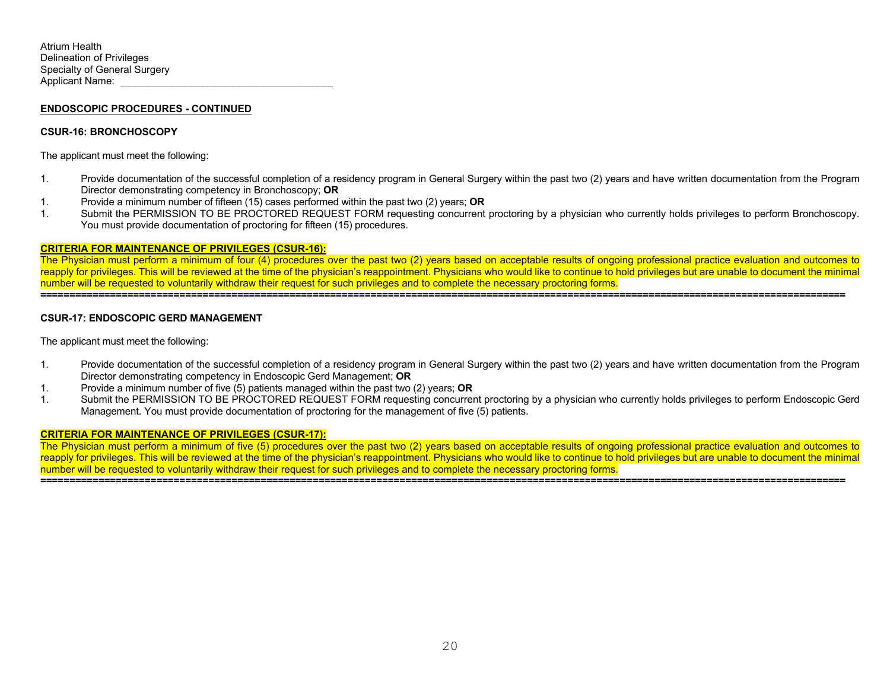Atrium Health
Delineation of Privileges
Specialty of General Surgery
Applicant Name: ___________________________________

**ENDOSCOPIC PROCEDURES - CONTINUED**

**CSUR-16: BRONCHOSCOPY**

The applicant must meet the following:

1. Provide documentation of the successful completion of a residency program in General Surgery within the past two (2) years and have written documentation from the Program Director demonstrating competency in Bronchoscopy; **OR**
1. Provide a minimum number of fifteen (15) cases performed within the past two (2) years; **OR**
1. Submit the PERMISSION TO BE PROCTORED REQUEST FORM requesting concurrent proctoring by a physician who currently holds privileges to perform Bronchoscopy. You must provide documentation of proctoring for fifteen (15) procedures.

**CRITERIA FOR MAINTENANCE OF PRIVILEGES (CSUR-16):**

The Physician must perform a minimum of four (4) procedures over the past two (2) years based on acceptable results of ongoing professional practice evaluation and outcomes to reapply for privileges. This will be reviewed at the time of the physician's reappointment. Physicians who would like to continue to hold privileges but are unable to document the minimal number will be requested to voluntarily withdraw their request for such privileges and to complete the necessary proctoring forms.

---

**CSUR-17: ENDOSCOPIC GERD MANAGEMENT**

The applicant must meet the following:

1. Provide documentation of the successful completion of a residency program in General Surgery within the past two (2) years and have written documentation from the Program Director demonstrating competency in Endoscopic Gerd Management; **OR**
1. Provide a minimum number of five (5) patients managed within the past two (2) years; **OR**
1. Submit the PERMISSION TO BE PROCTORED REQUEST FORM requesting concurrent proctoring by a physician who currently holds privileges to perform Endoscopic Gerd Management. You must provide documentation of proctoring for the management of five (5) patients.

**CRITERIA FOR MAINTENANCE OF PRIVILEGES (CSUR-17):**

The Physician must perform a minimum of five (5) procedures over the past two (2) years based on acceptable results of ongoing professional practice evaluation and outcomes to reapply for privileges. This will be reviewed at the time of the physician's reappointment. Physicians who would like to continue to hold privileges but are unable to document the minimal number will be requested to voluntarily withdraw their request for such privileges and to complete the necessary proctoring forms.

---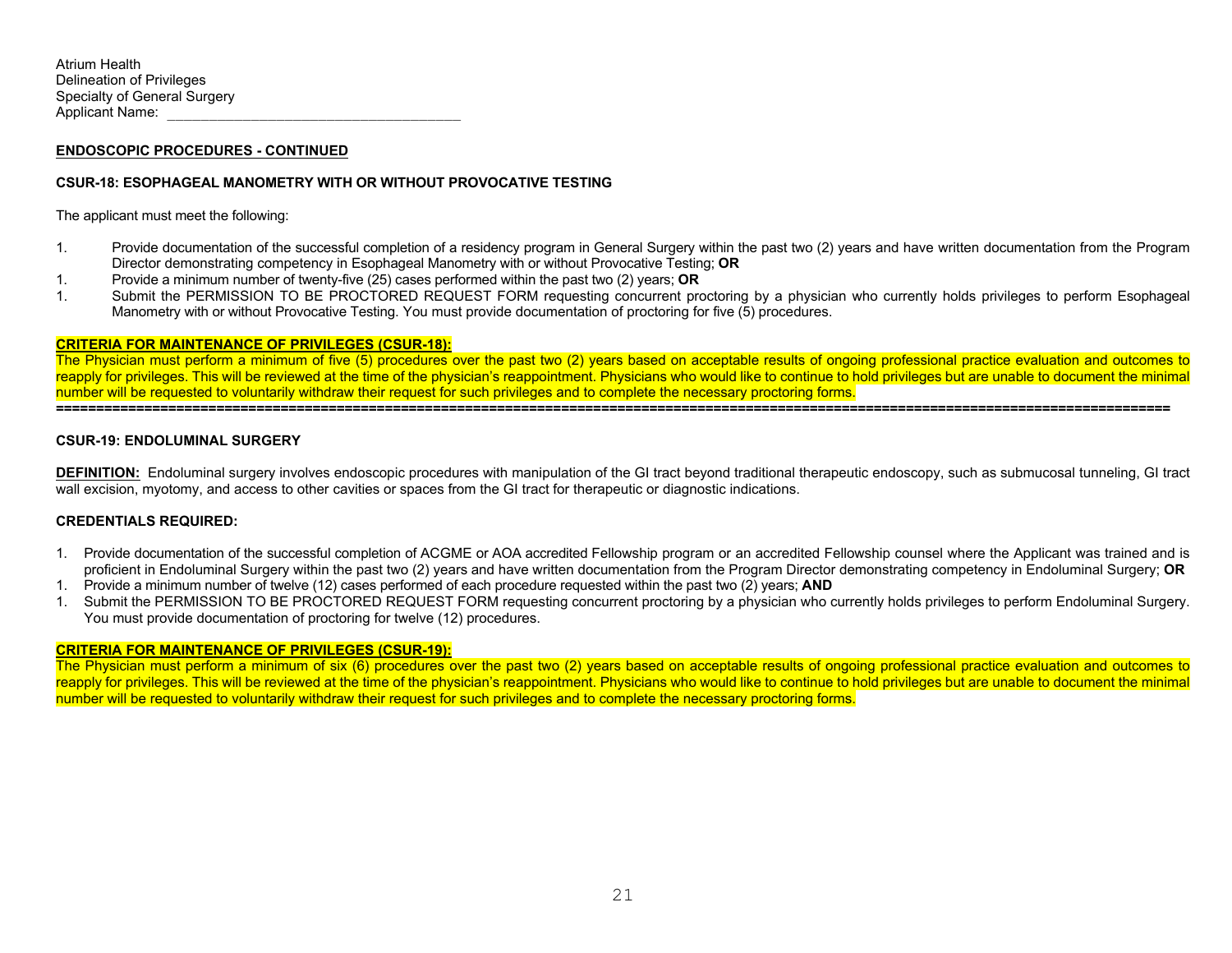Atrium Health
Delineation of Privileges
Specialty of General Surgery
Applicant Name: ____________________________________

**ENDOSCOPIC PROCEDURES - CONTINUED**

**CSUR-18: ESOPHAGEAL MANOMETRY WITH OR WITHOUT PROVOCATIVE TESTING**

The applicant must meet the following:

1. Provide documentation of the successful completion of a residency program in General Surgery within the past two (2) years and have written documentation from the Program Director demonstrating competency in Esophageal Manometry with or without Provocative Testing; **OR**
1. Provide a minimum number of twenty-five (25) cases performed within the past two (2) years; **OR**
1. Submit the PERMISSION TO BE PROCTORED REQUEST FORM requesting concurrent proctoring by a physician who currently holds privileges to perform Esophageal Manometry with or without Provocative Testing. You must provide documentation of proctoring for five (5) procedures.

**CRITERIA FOR MAINTENANCE OF PRIVILEGES (CSUR-18):**
The Physician must perform a minimum of five (5) procedures over the past two (2) years based on acceptable results of ongoing professional practice evaluation and outcomes to reapply for privileges. This will be reviewed at the time of the physician's reappointment. Physicians who would like to continue to hold privileges but are unable to document the minimal number will be requested to voluntarily withdraw their request for such privileges and to complete the necessary proctoring forms.

---

**CSUR-19: ENDOLUMINAL SURGERY**

**DEFINITION:** Endoluminal surgery involves endoscopic procedures with manipulation of the GI tract beyond traditional therapeutic endoscopy, such as submucosal tunneling, GI tract wall excision, myotomy, and access to other cavities or spaces from the GI tract for therapeutic or diagnostic indications.

**CREDENTIALS REQUIRED:**

1. Provide documentation of the successful completion of ACGME or AOA accredited Fellowship program or an accredited Fellowship counsel where the Applicant was trained and is proficient in Endoluminal Surgery within the past two (2) years and have written documentation from the Program Director demonstrating competency in Endoluminal Surgery; **OR**
1. Provide a minimum number of twelve (12) cases performed of each procedure requested within the past two (2) years; **AND**
1. Submit the PERMISSION TO BE PROCTORED REQUEST FORM requesting concurrent proctoring by a physician who currently holds privileges to perform Endoluminal Surgery. You must provide documentation of proctoring for twelve (12) procedures.

**CRITERIA FOR MAINTENANCE OF PRIVILEGES (CSUR-19):**
The Physician must perform a minimum of six (6) procedures over the past two (2) years based on acceptable results of ongoing professional practice evaluation and outcomes to reapply for privileges. This will be reviewed at the time of the physician's reappointment. Physicians who would like to continue to hold privileges but are unable to document the minimal number will be requested to voluntarily withdraw their request for such privileges and to complete the necessary proctoring forms.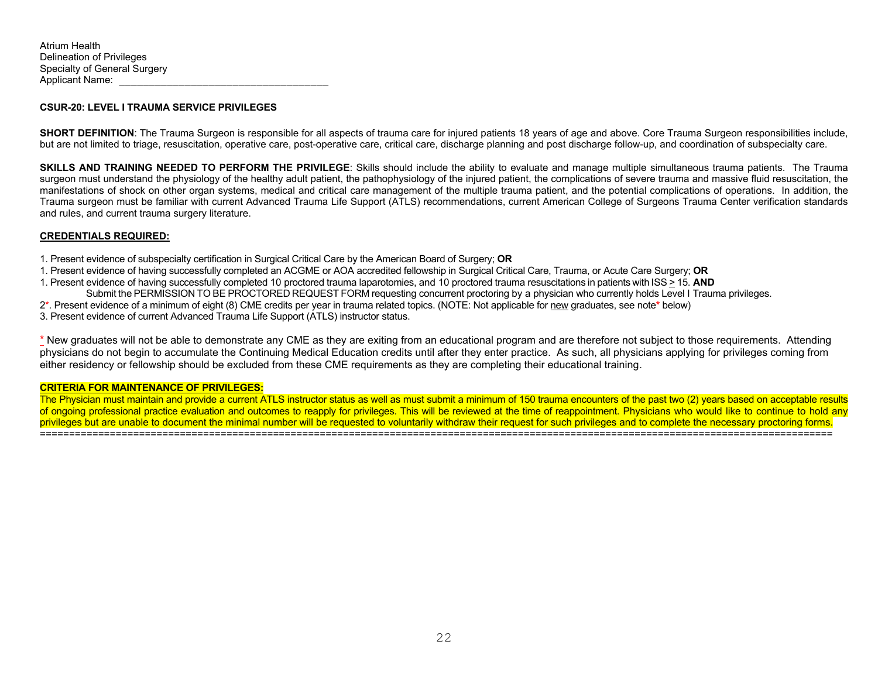Atrium Health
Delineation of Privileges
Specialty of General Surgery
Applicant Name: ___________________________________

**CSUR-20: LEVEL I TRAUMA SERVICE PRIVILEGES**

**SHORT DEFINITION**: The Trauma Surgeon is responsible for all aspects of trauma care for injured patients 18 years of age and above. Core Trauma Surgeon responsibilities include, but are not limited to triage, resuscitation, operative care, post-operative care, critical care, discharge planning and post discharge follow-up, and coordination of subspecialty care.

**SKILLS AND TRAINING NEEDED TO PERFORM THE PRIVILEGE**: Skills should include the ability to evaluate and manage multiple simultaneous trauma patients. The Trauma surgeon must understand the physiology of the healthy adult patient, the pathophysiology of the injured patient, the complications of severe trauma and massive fluid resuscitation, the manifestations of shock on other organ systems, medical and critical care management of the multiple trauma patient, and the potential complications of operations. In addition, the Trauma surgeon must be familiar with current Advanced Trauma Life Support (ATLS) recommendations, current American College of Surgeons Trauma Center verification standards and rules, and current trauma surgery literature.

**CREDENTIALS REQUIRED:**

1. Present evidence of subspecialty certification in Surgical Critical Care by the American Board of Surgery; **OR**
1. Present evidence of having successfully completed an ACGME or AOA accredited fellowship in Surgical Critical Care, Trauma, or Acute Care Surgery; **OR**
1. Present evidence of having successfully completed 10 proctored trauma laparotomies, and 10 proctored trauma resuscitations in patients with ISS $\geq$ 15. **AND**
   Submit the PERMISSION TO BE PROCTORED REQUEST FORM requesting concurrent proctoring by a physician who currently holds Level I Trauma privileges.

2*. Present evidence of a minimum of eight (8) CME credits per year in trauma related topics. (NOTE: Not applicable for new graduates, see note* below)
3. Present evidence of current Advanced Trauma Life Support (ATLS) instructor status.

\* New graduates will not be able to demonstrate any CME as they are exiting from an educational program and are therefore not subject to those requirements. Attending physicians do not begin to accumulate the Continuing Medical Education credits until after they enter practice. As such, all physicians applying for privileges coming from either residency or fellowship should be excluded from these CME requirements as they are completing their educational training.

**CRITERIA FOR MAINTENANCE OF PRIVILEGES:**

The Physician must maintain and provide a current ATLS instructor status as well as must submit a minimum of 150 trauma encounters of the past two (2) years based on acceptable results of ongoing professional practice evaluation and outcomes to reapply for privileges. This will be reviewed at the time of reappointment. Physicians who would like to continue to hold any privileges but are unable to document the minimal number will be requested to voluntarily withdraw their request for such privileges and to complete the necessary proctoring forms.

==========================================================================================================================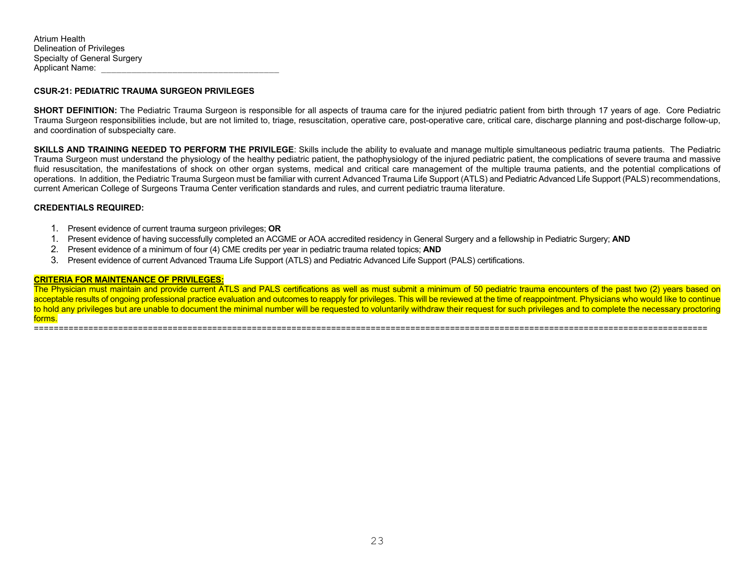Atrium Health
Delineation of Privileges
Specialty of General Surgery
Applicant Name: ____________________________________

**CSUR-21: PEDIATRIC TRAUMA SURGEON PRIVILEGES**

**SHORT DEFINITION:** The Pediatric Trauma Surgeon is responsible for all aspects of trauma care for the injured pediatric patient from birth through 17 years of age. Core Pediatric Trauma Surgeon responsibilities include, but are not limited to, triage, resuscitation, operative care, post-operative care, critical care, discharge planning and post-discharge follow-up, and coordination of subspecialty care.

**SKILLS AND TRAINING NEEDED TO PERFORM THE PRIVILEGE**: Skills include the ability to evaluate and manage multiple simultaneous pediatric trauma patients. The Pediatric Trauma Surgeon must understand the physiology of the healthy pediatric patient, the pathophysiology of the injured pediatric patient, the complications of severe trauma and massive fluid resuscitation, the manifestations of shock on other organ systems, medical and critical care management of the multiple trauma patients, and the potential complications of operations. In addition, the Pediatric Trauma Surgeon must be familiar with current Advanced Trauma Life Support (ATLS) and Pediatric Advanced Life Support (PALS) recommendations, current American College of Surgeons Trauma Center verification standards and rules, and current pediatric trauma literature.

**CREDENTIALS REQUIRED:**

1. Present evidence of current trauma surgeon privileges; **OR**
1. Present evidence of having successfully completed an ACGME or AOA accredited residency in General Surgery and a fellowship in Pediatric Surgery; **AND**
2. Present evidence of a minimum of four (4) CME credits per year in pediatric trauma related topics; **AND**
3. Present evidence of current Advanced Trauma Life Support (ATLS) and Pediatric Advanced Life Support (PALS) certifications.

**CRITERIA FOR MAINTENANCE OF PRIVILEGES:**

The Physician must maintain and provide current ATLS and PALS certifications as well as must submit a minimum of 50 pediatric trauma encounters of the past two (2) years based on acceptable results of ongoing professional practice evaluation and outcomes to reapply for privileges. This will be reviewed at the time of reappointment. Physicians who would like to continue to hold any privileges but are unable to document the minimal number will be requested to voluntarily withdraw their request for such privileges and to complete the necessary proctoring forms.

================================================================================================================================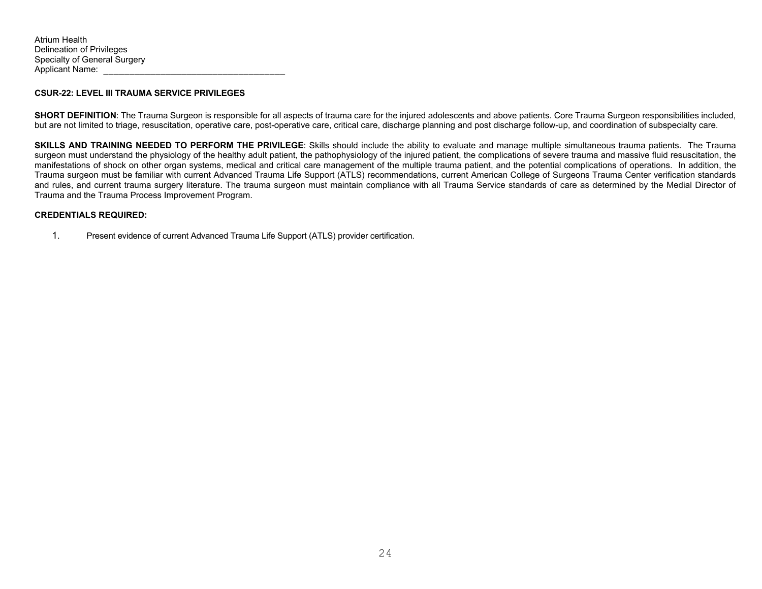Atrium Health
Delineation of Privileges
Specialty of General Surgery
Applicant Name: ____________________________________

**CSUR-22: LEVEL III TRAUMA SERVICE PRIVILEGES**

**SHORT DEFINITION**: The Trauma Surgeon is responsible for all aspects of trauma care for the injured adolescents and above patients. Core Trauma Surgeon responsibilities included, but are not limited to triage, resuscitation, operative care, post-operative care, critical care, discharge planning and post discharge follow-up, and coordination of subspecialty care.

**SKILLS AND TRAINING NEEDED TO PERFORM THE PRIVILEGE**: Skills should include the ability to evaluate and manage multiple simultaneous trauma patients. The Trauma surgeon must understand the physiology of the healthy adult patient, the pathophysiology of the injured patient, the complications of severe trauma and massive fluid resuscitation, the manifestations of shock on other organ systems, medical and critical care management of the multiple trauma patient, and the potential complications of operations. In addition, the Trauma surgeon must be familiar with current Advanced Trauma Life Support (ATLS) recommendations, current American College of Surgeons Trauma Center verification standards and rules, and current trauma surgery literature. The trauma surgeon must maintain compliance with all Trauma Service standards of care as determined by the Medial Director of Trauma and the Trauma Process Improvement Program.

**CREDENTIALS REQUIRED:**

1. Present evidence of current Advanced Trauma Life Support (ATLS) provider certification.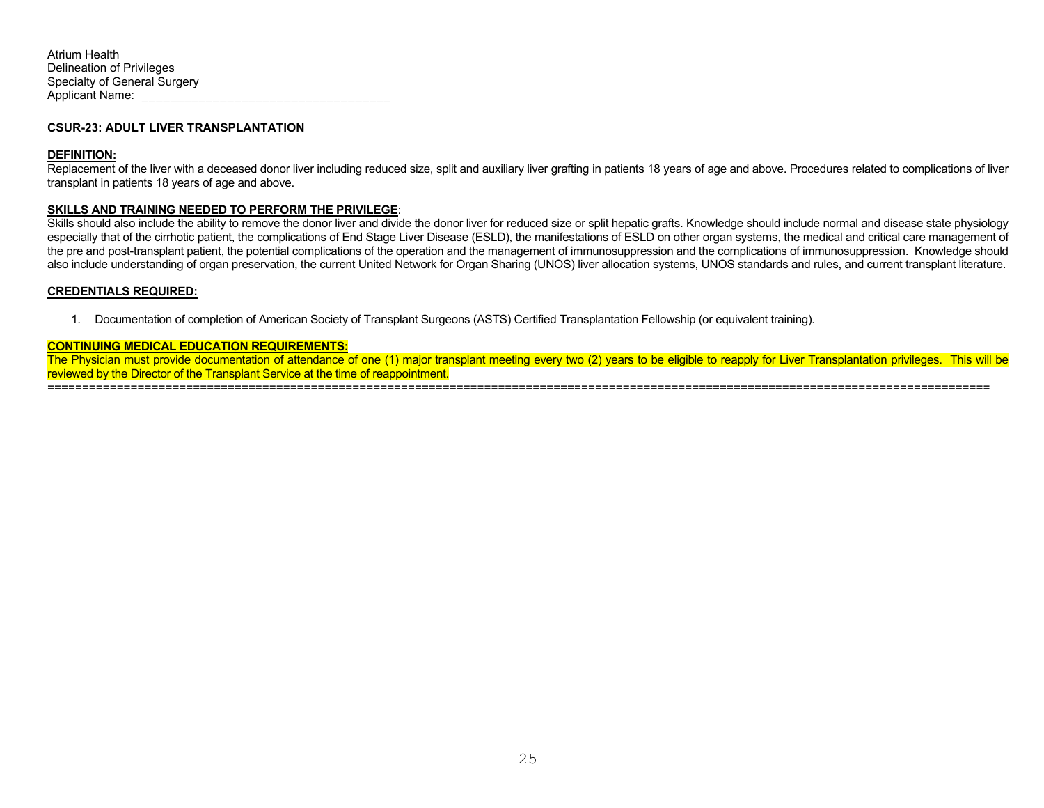Atrium Health
Delineation of Privileges
Specialty of General Surgery
Applicant Name: ___________________________________

**CSUR-23: ADULT LIVER TRANSPLANTATION**

**DEFINITION:**
Replacement of the liver with a deceased donor liver including reduced size, split and auxiliary liver grafting in patients 18 years of age and above. Procedures related to complications of liver transplant in patients 18 years of age and above.

**SKILLS AND TRAINING NEEDED TO PERFORM THE PRIVILEGE**:
Skills should also include the ability to remove the donor liver and divide the donor liver for reduced size or split hepatic grafts. Knowledge should include normal and disease state physiology especially that of the cirrhotic patient, the complications of End Stage Liver Disease (ESLD), the manifestations of ESLD on other organ systems, the medical and critical care management of the pre and post-transplant patient, the potential complications of the operation and the management of immunosuppression and the complications of immunosuppression. Knowledge should also include understanding of organ preservation, the current United Network for Organ Sharing (UNOS) liver allocation systems, UNOS standards and rules, and current transplant literature.

**CREDENTIALS REQUIRED:**

1. Documentation of completion of American Society of Transplant Surgeons (ASTS) Certified Transplantation Fellowship (or equivalent training).

**CONTINUING MEDICAL EDUCATION REQUIREMENTS:**
The Physician must provide documentation of attendance of one (1) major transplant meeting every two (2) years to be eligible to reapply for Liver Transplantation privileges. This will be reviewed by the Director of the Transplant Service at the time of reappointment.

================================================================================================================================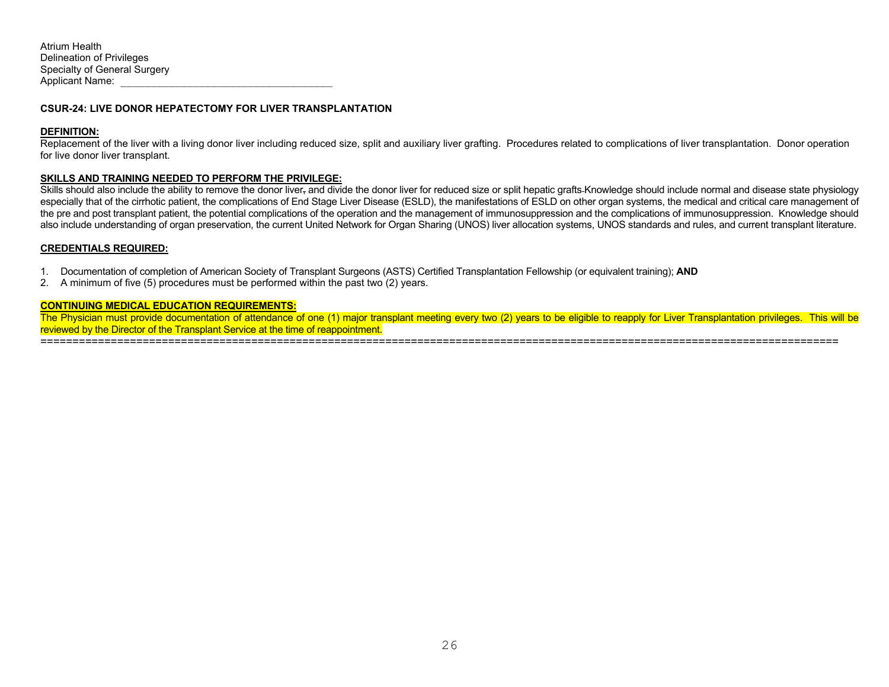Atrium Health
Delineation of Privileges
Specialty of General Surgery
Applicant Name: ____________________________________

## CSUR-24: LIVE DONOR HEPATECTOMY FOR LIVER TRANSPLANTATION

**DEFINITION:**
Replacement of the liver with a living donor liver including reduced size, split and auxiliary liver grafting. Procedures related to complications of liver transplantation. Donor operation for live donor liver transplant.

**SKILLS AND TRAINING NEEDED TO PERFORM THE PRIVILEGE:**
Skills should also include the ability to remove the donor liver, and divide the donor liver for reduced size or split hepatic grafts Knowledge should include normal and disease state physiology especially that of the cirrhotic patient, the complications of End Stage Liver Disease (ESLD), the manifestations of ESLD on other organ systems, the medical and critical care management of the pre and post transplant patient, the potential complications of the operation and the management of immunosuppression and the complications of immunosuppression. Knowledge should also include understanding of organ preservation, the current United Network for Organ Sharing (UNOS) liver allocation systems, UNOS standards and rules, and current transplant literature.

**CREDENTIALS REQUIRED:**

1. Documentation of completion of American Society of Transplant Surgeons (ASTS) Certified Transplantation Fellowship (or equivalent training); **AND**
2. A minimum of five (5) procedures must be performed within the past two (2) years.

**CONTINUING MEDICAL EDUCATION REQUIREMENTS:**
The Physician must provide documentation of attendance of one (1) major transplant meeting every two (2) years to be eligible to reapply for Liver Transplantation privileges. This will be reviewed by the Director of the Transplant Service at the time of reappointment.
==========================================================================================================================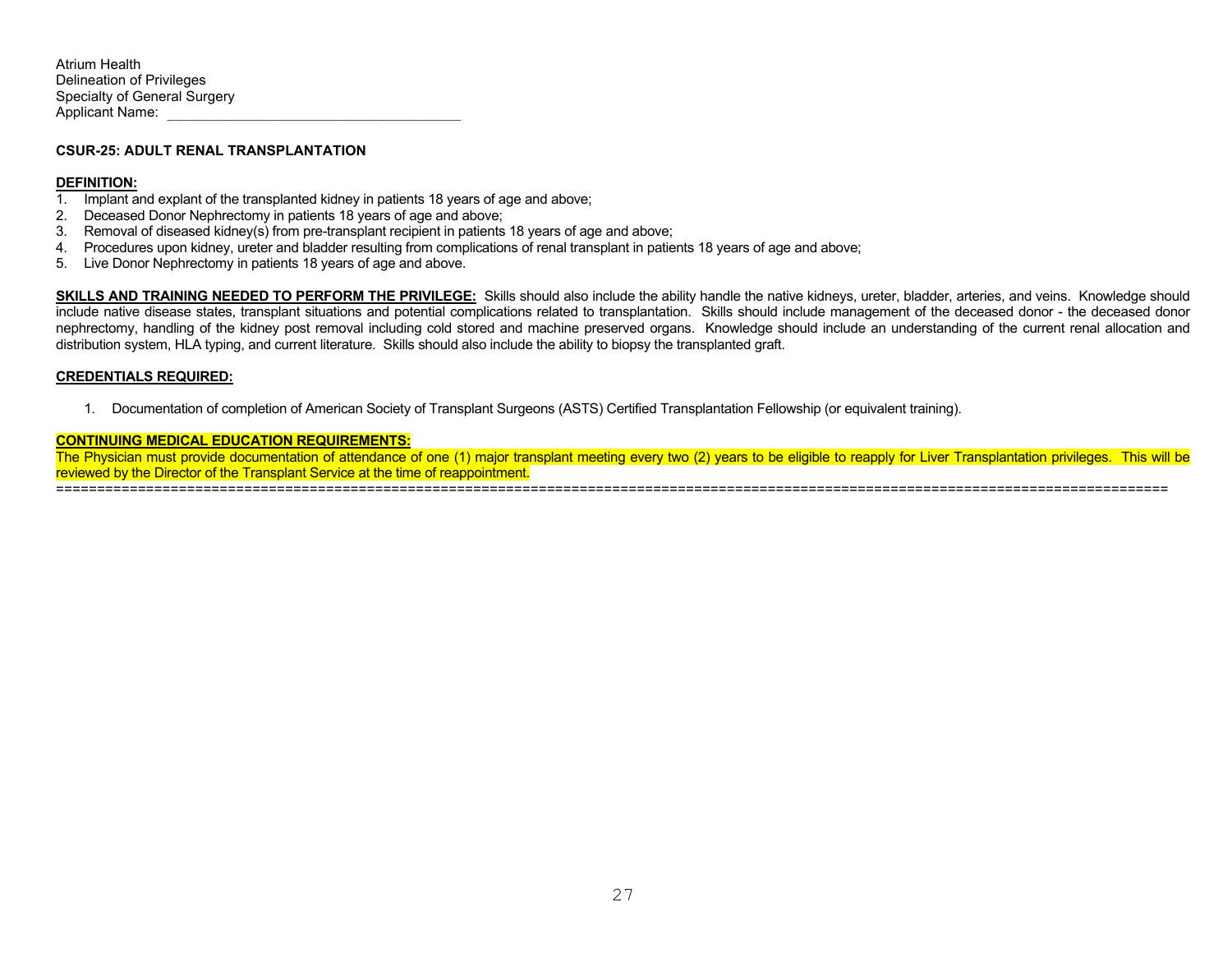Atrium Health
Delineation of Privileges
Specialty of General Surgery
Applicant Name: ___________________________________

**CSUR-25: ADULT RENAL TRANSPLANTATION**

**DEFINITION:**

1. Implant and explant of the transplanted kidney in patients 18 years of age and above;
2. Deceased Donor Nephrectomy in patients 18 years of age and above;
3. Removal of diseased kidney(s) from pre-transplant recipient in patients 18 years of age and above;
4. Procedures upon kidney, ureter and bladder resulting from complications of renal transplant in patients 18 years of age and above;
5. Live Donor Nephrectomy in patients 18 years of age and above.

**SKILLS AND TRAINING NEEDED TO PERFORM THE PRIVILEGE:** Skills should also include the ability handle the native kidneys, ureter, bladder, arteries, and veins. Knowledge should include native disease states, transplant situations and potential complications related to transplantation. Skills should include management of the deceased donor - the deceased donor nephrectomy, handling of the kidney post removal including cold stored and machine preserved organs. Knowledge should include an understanding of the current renal allocation and distribution system, HLA typing, and current literature. Skills should also include the ability to biopsy the transplanted graft.

**CREDENTIALS REQUIRED:**

1. Documentation of completion of American Society of Transplant Surgeons (ASTS) Certified Transplantation Fellowship (or equivalent training).

**CONTINUING MEDICAL EDUCATION REQUIREMENTS:**
The Physician must provide documentation of attendance of one (1) major transplant meeting every two (2) years to be eligible to reapply for Liver Transplantation privileges. This will be reviewed by the Director of the Transplant Service at the time of reappointment.

==================================================================================================================================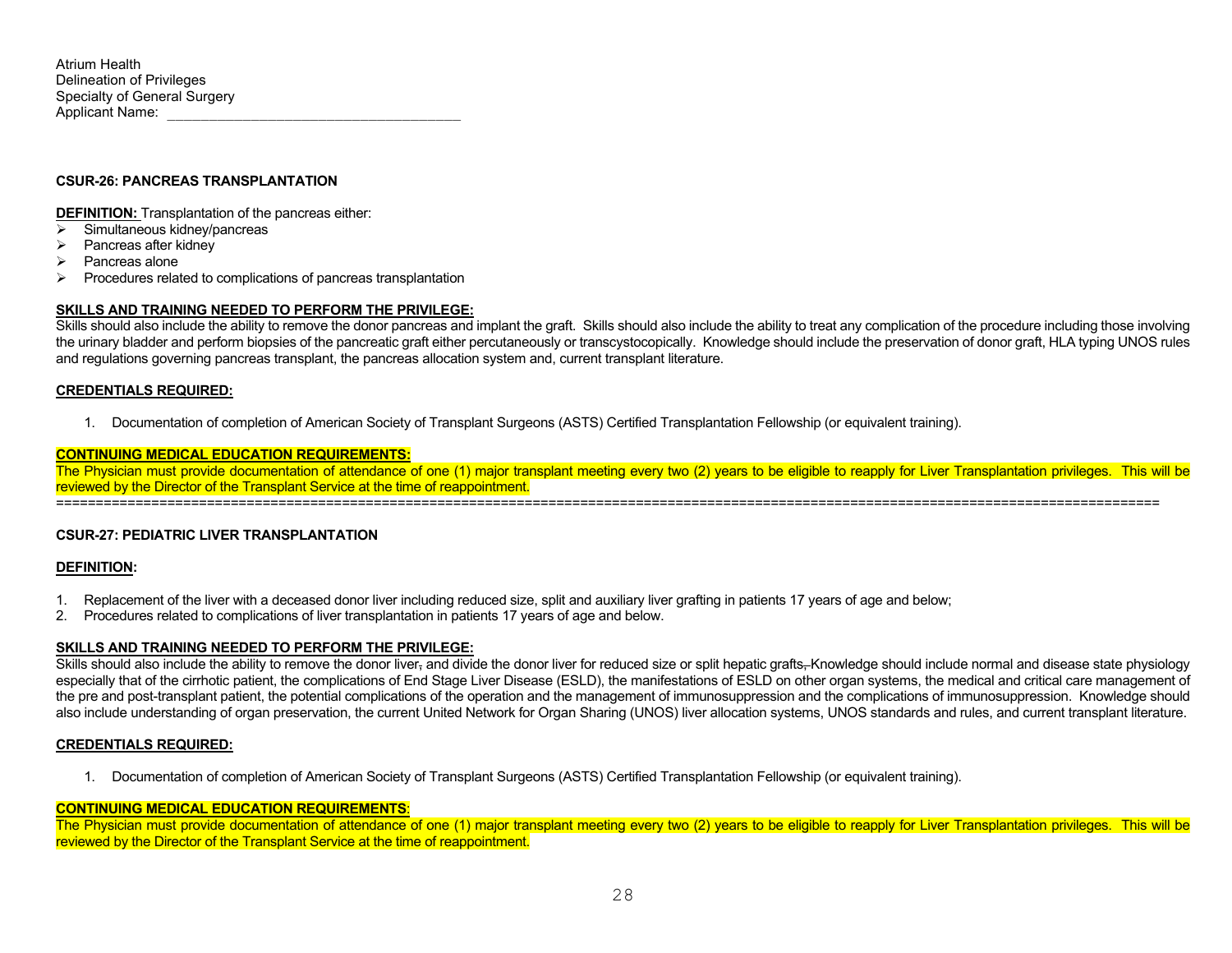Atrium Health
Delineation of Privileges
Specialty of General Surgery
Applicant Name: ____________________________________

**CSUR-26: PANCREAS TRANSPLANTATION**

**DEFINITION:** Transplantation of the pancreas either:

- Simultaneous kidney/pancreas
- Pancreas after kidney
- Pancreas alone
- Procedures related to complications of pancreas transplantation

**SKILLS AND TRAINING NEEDED TO PERFORM THE PRIVILEGE:**
Skills should also include the ability to remove the donor pancreas and implant the graft. Skills should also include the ability to treat any complication of the procedure including those involving the urinary bladder and perform biopsies of the pancreatic graft either percutaneously or transcystocopically. Knowledge should include the preservation of donor graft, HLA typing UNOS rules and regulations governing pancreas transplant, the pancreas allocation system and, current transplant literature.

**CREDENTIALS REQUIRED:**

1. Documentation of completion of American Society of Transplant Surgeons (ASTS) Certified Transplantation Fellowship (or equivalent training).

**CONTINUING MEDICAL EDUCATION REQUIREMENTS:**
The Physician must provide documentation of attendance of one (1) major transplant meeting every two (2) years to be eligible to reapply for Liver Transplantation privileges. This will be reviewed by the Director of the Transplant Service at the time of reappointment.

---

**CSUR-27: PEDIATRIC LIVER TRANSPLANTATION**

**DEFINITION:**

1. Replacement of the liver with a deceased donor liver including reduced size, split and auxiliary liver grafting in patients 17 years of age and below;
2. Procedures related to complications of liver transplantation in patients 17 years of age and below.

**SKILLS AND TRAINING NEEDED TO PERFORM THE PRIVILEGE:**
Skills should also include the ability to remove the donor liver~~,~~ and divide the donor liver for reduced size or split hepatic grafts~~,~~ Knowledge should include normal and disease state physiology especially that of the cirrhotic patient, the complications of End Stage Liver Disease (ESLD), the manifestations of ESLD on other organ systems, the medical and critical care management of the pre and post-transplant patient, the potential complications of the operation and the management of immunosuppression and the complications of immunosuppression. Knowledge should also include understanding of organ preservation, the current United Network for Organ Sharing (UNOS) liver allocation systems, UNOS standards and rules, and current transplant literature.

**CREDENTIALS REQUIRED:**

1. Documentation of completion of American Society of Transplant Surgeons (ASTS) Certified Transplantation Fellowship (or equivalent training).

**CONTINUING MEDICAL EDUCATION REQUIREMENTS**:
The Physician must provide documentation of attendance of one (1) major transplant meeting every two (2) years to be eligible to reapply for Liver Transplantation privileges. This will be reviewed by the Director of the Transplant Service at the time of reappointment.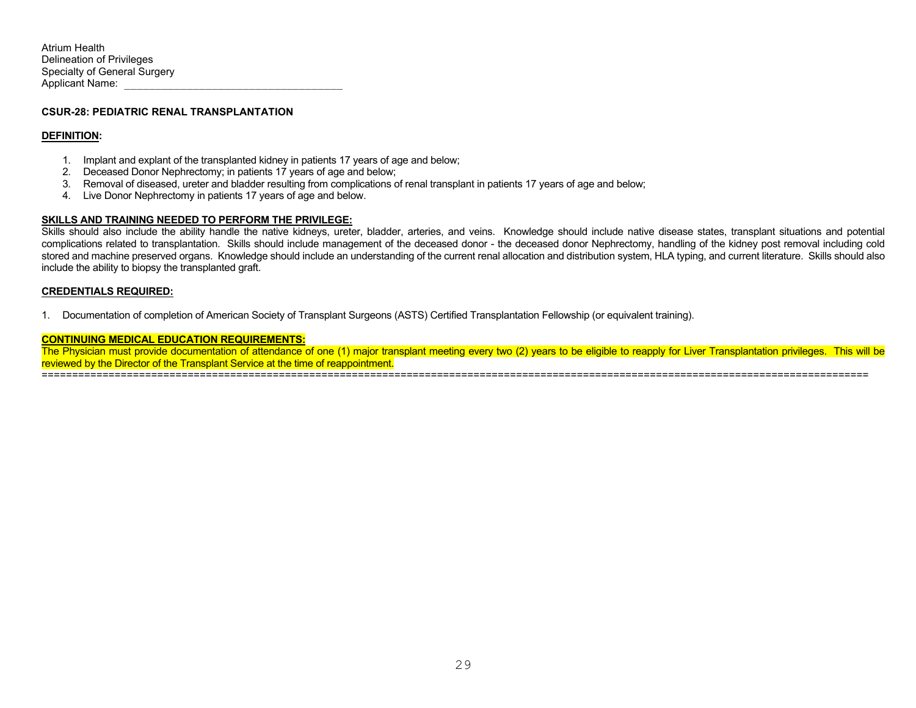Atrium Health
Delineation of Privileges
Specialty of General Surgery
Applicant Name: ____________________________________

**CSUR-28: PEDIATRIC RENAL TRANSPLANTATION**

**DEFINITION:**

1. Implant and explant of the transplanted kidney in patients 17 years of age and below;
2. Deceased Donor Nephrectomy; in patients 17 years of age and below;
3. Removal of diseased, ureter and bladder resulting from complications of renal transplant in patients 17 years of age and below;
4. Live Donor Nephrectomy in patients 17 years of age and below.

**SKILLS AND TRAINING NEEDED TO PERFORM THE PRIVILEGE:**

Skills should also include the ability handle the native kidneys, ureter, bladder, arteries, and veins. Knowledge should include native disease states, transplant situations and potential complications related to transplantation. Skills should include management of the deceased donor - the deceased donor Nephrectomy, handling of the kidney post removal including cold stored and machine preserved organs. Knowledge should include an understanding of the current renal allocation and distribution system, HLA typing, and current literature. Skills should also include the ability to biopsy the transplanted graft.

**CREDENTIALS REQUIRED:**

1. Documentation of completion of American Society of Transplant Surgeons (ASTS) Certified Transplantation Fellowship (or equivalent training).

**CONTINUING MEDICAL EDUCATION REQUIREMENTS:**

The Physician must provide documentation of attendance of one (1) major transplant meeting every two (2) years to be eligible to reapply for Liver Transplantation privileges. This will be reviewed by the Director of the Transplant Service at the time of reappointment.

==========================================================================================================================================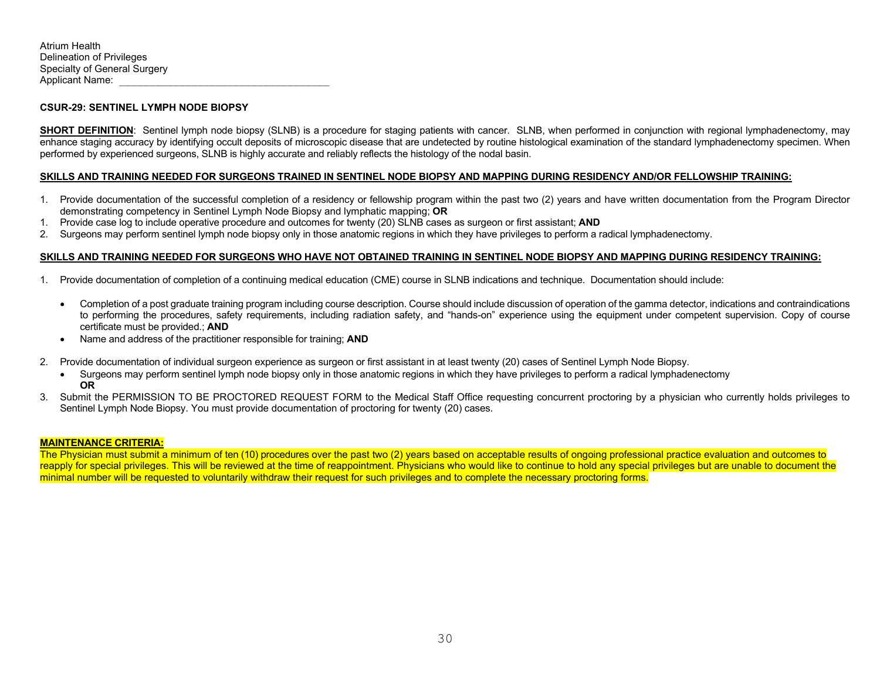Atrium Health
Delineation of Privileges
Specialty of General Surgery
Applicant Name: ____________________________________

**CSUR-29: SENTINEL LYMPH NODE BIOPSY**

**SHORT DEFINITION**: Sentinel lymph node biopsy (SLNB) is a procedure for staging patients with cancer. SLNB, when performed in conjunction with regional lymphadenectomy, may enhance staging accuracy by identifying occult deposits of microscopic disease that are undetected by routine histological examination of the standard lymphadenectomy specimen. When performed by experienced surgeons, SLNB is highly accurate and reliably reflects the histology of the nodal basin.

**SKILLS AND TRAINING NEEDED FOR SURGEONS TRAINED IN SENTINEL NODE BIOPSY AND MAPPING DURING RESIDENCY AND/OR FELLOWSHIP TRAINING:**

1. Provide documentation of the successful completion of a residency or fellowship program within the past two (2) years and have written documentation from the Program Director demonstrating competency in Sentinel Lymph Node Biopsy and lymphatic mapping; **OR**
1. Provide case log to include operative procedure and outcomes for twenty (20) SLNB cases as surgeon or first assistant; **AND**
2. Surgeons may perform sentinel lymph node biopsy only in those anatomic regions in which they have privileges to perform a radical lymphadenectomy.

**SKILLS AND TRAINING NEEDED FOR SURGEONS WHO HAVE NOT OBTAINED TRAINING IN SENTINEL NODE BIOPSY AND MAPPING DURING RESIDENCY TRAINING:**

1. Provide documentation of completion of a continuing medical education (CME) course in SLNB indications and technique. Documentation should include:

   - Completion of a post graduate training program including course description. Course should include discussion of operation of the gamma detector, indications and contraindications to performing the procedures, safety requirements, including radiation safety, and "hands-on" experience using the equipment under competent supervision. Copy of course certificate must be provided.; **AND**
   - Name and address of the practitioner responsible for training; **AND**

2. Provide documentation of individual surgeon experience as surgeon or first assistant in at least twenty (20) cases of Sentinel Lymph Node Biopsy.
   - Surgeons may perform sentinel lymph node biopsy only in those anatomic regions in which they have privileges to perform a radical lymphadenectomy
   **OR**
3. Submit the PERMISSION TO BE PROCTORED REQUEST FORM to the Medical Staff Office requesting concurrent proctoring by a physician who currently holds privileges to Sentinel Lymph Node Biopsy. You must provide documentation of proctoring for twenty (20) cases.

**MAINTENANCE CRITERIA:**

The Physician must submit a minimum of ten (10) procedures over the past two (2) years based on acceptable results of ongoing professional practice evaluation and outcomes to reapply for special privileges. This will be reviewed at the time of reappointment. Physicians who would like to continue to hold any special privileges but are unable to document the minimal number will be requested to voluntarily withdraw their request for such privileges and to complete the necessary proctoring forms.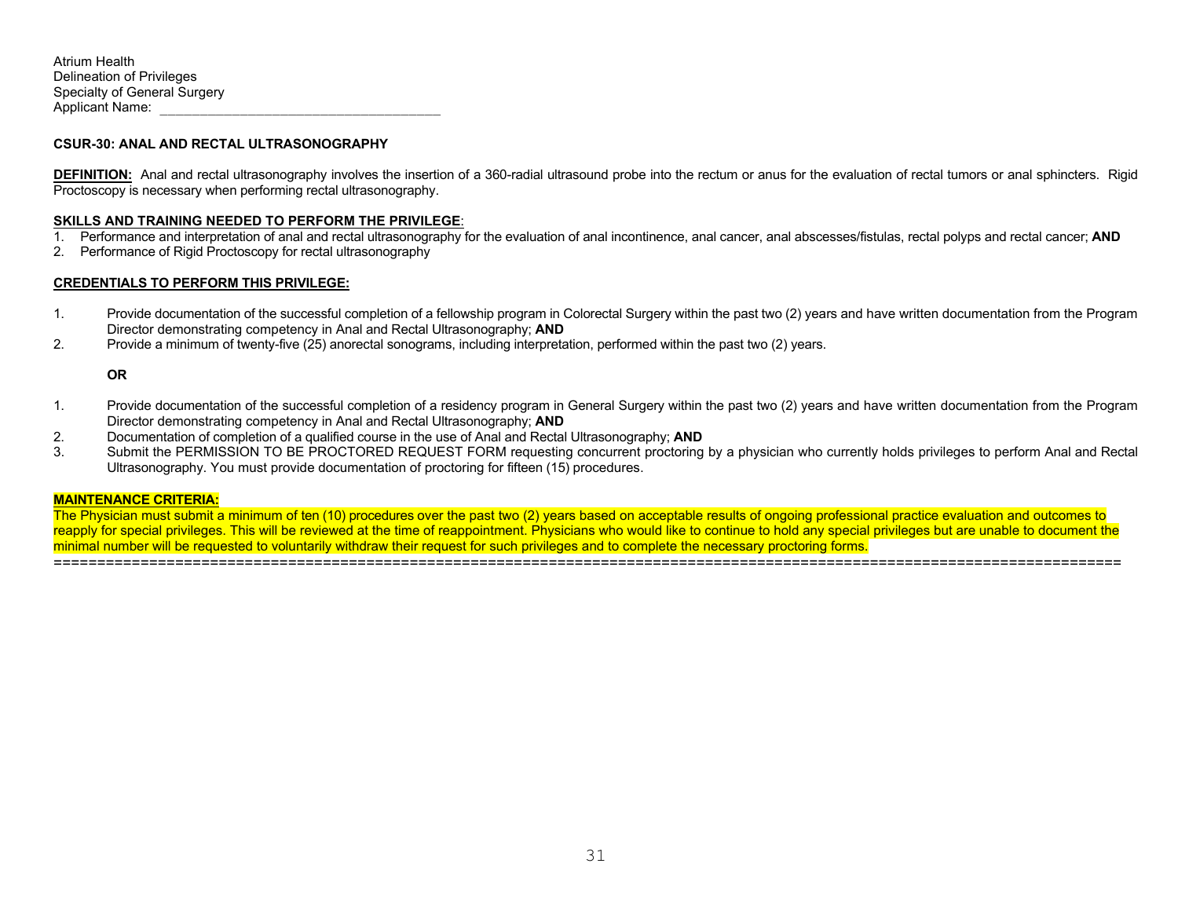Atrium Health
Delineation of Privileges
Specialty of General Surgery
Applicant Name: ____________________________________

**CSUR-30: ANAL AND RECTAL ULTRASONOGRAPHY**

**DEFINITION:** Anal and rectal ultrasonography involves the insertion of a 360-radial ultrasound probe into the rectum or anus for the evaluation of rectal tumors or anal sphincters. Rigid Proctoscopy is necessary when performing rectal ultrasonography.

**SKILLS AND TRAINING NEEDED TO PERFORM THE PRIVILEGE:**

1. Performance and interpretation of anal and rectal ultrasonography for the evaluation of anal incontinence, anal cancer, anal abscesses/fistulas, rectal polyps and rectal cancer; **AND**
2. Performance of Rigid Proctoscopy for rectal ultrasonography

**CREDENTIALS TO PERFORM THIS PRIVILEGE:**

1. Provide documentation of the successful completion of a fellowship program in Colorectal Surgery within the past two (2) years and have written documentation from the Program Director demonstrating competency in Anal and Rectal Ultrasonography; **AND**
2. Provide a minimum of twenty-five (25) anorectal sonograms, including interpretation, performed within the past two (2) years.

**OR**

1. Provide documentation of the successful completion of a residency program in General Surgery within the past two (2) years and have written documentation from the Program Director demonstrating competency in Anal and Rectal Ultrasonography; **AND**
2. Documentation of completion of a qualified course in the use of Anal and Rectal Ultrasonography; **AND**
3. Submit the PERMISSION TO BE PROCTORED REQUEST FORM requesting concurrent proctoring by a physician who currently holds privileges to perform Anal and Rectal Ultrasonography. You must provide documentation of proctoring for fifteen (15) procedures.

**MAINTENANCE CRITERIA:**

The Physician must submit a minimum of ten (10) procedures over the past two (2) years based on acceptable results of ongoing professional practice evaluation and outcomes to reapply for special privileges. This will be reviewed at the time of reappointment. Physicians who would like to continue to hold any special privileges but are unable to document the minimal number will be requested to voluntarily withdraw their request for such privileges and to complete the necessary proctoring forms.

---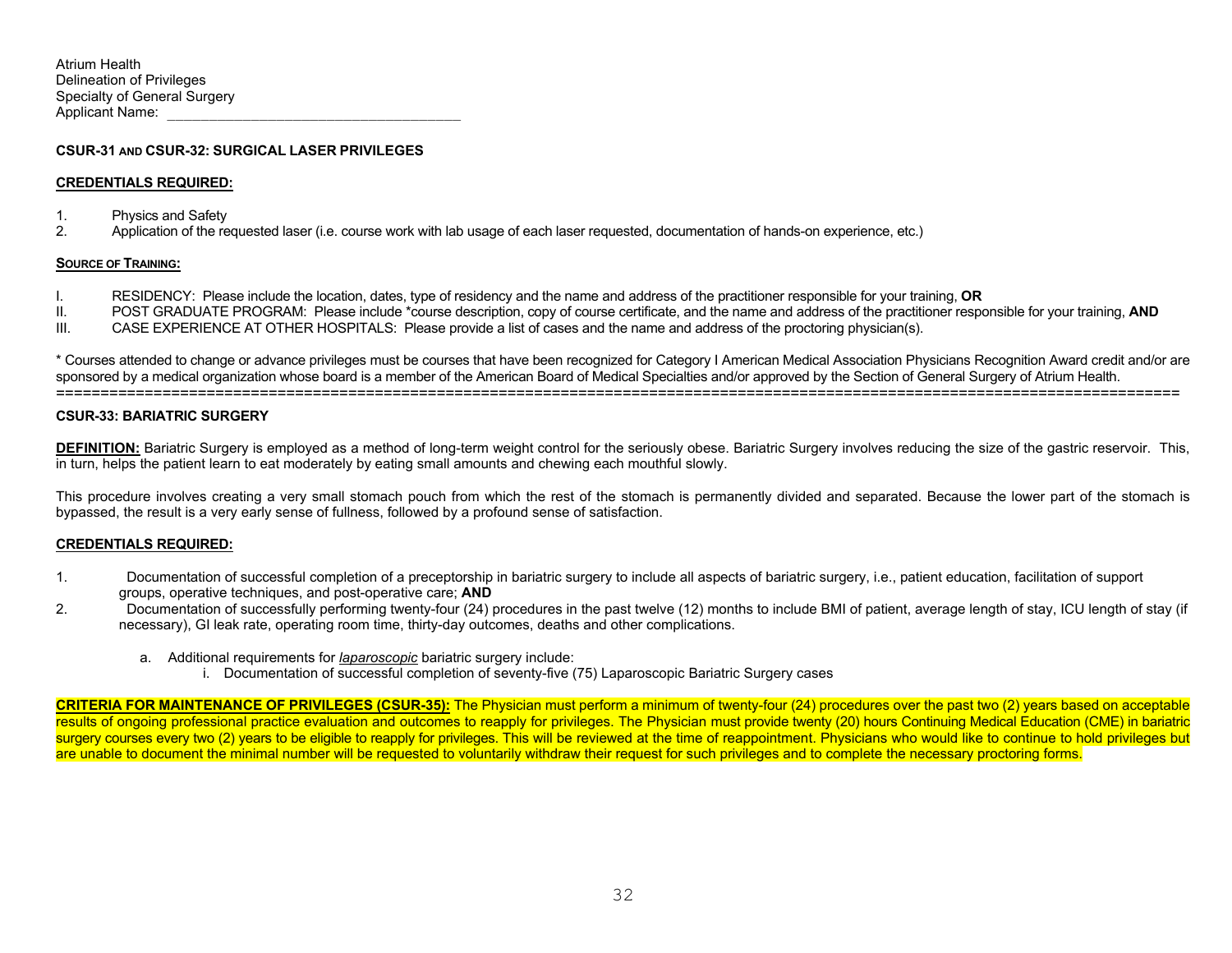Atrium Health
Delineation of Privileges
Specialty of General Surgery
Applicant Name: ____________________________________

### CSUR-31 AND CSUR-32: SURGICAL LASER PRIVILEGES

**CREDENTIALS REQUIRED:**

1. Physics and Safety
2. Application of the requested laser (i.e. course work with lab usage of each laser requested, documentation of hands-on experience, etc.)

**SOURCE OF TRAINING:**

I. RESIDENCY: Please include the location, dates, type of residency and the name and address of the practitioner responsible for your training, **OR**
II. POST GRADUATE PROGRAM: Please include *course description, copy of course certificate, and the name and address of the practitioner responsible for your training, **AND**
III. CASE EXPERIENCE AT OTHER HOSPITALS: Please provide a list of cases and the name and address of the proctoring physician(s).

* Courses attended to change or advance privileges must be courses that have been recognized for Category I American Medical Association Physicians Recognition Award credit and/or are sponsored by a medical organization whose board is a member of the American Board of Medical Specialties and/or approved by the Section of General Surgery of Atrium Health.

---

### CSUR-33: BARIATRIC SURGERY

**DEFINITION:** Bariatric Surgery is employed as a method of long-term weight control for the seriously obese. Bariatric Surgery involves reducing the size of the gastric reservoir. This, in turn, helps the patient learn to eat moderately by eating small amounts and chewing each mouthful slowly.

This procedure involves creating a very small stomach pouch from which the rest of the stomach is permanently divided and separated. Because the lower part of the stomach is bypassed, the result is a very early sense of fullness, followed by a profound sense of satisfaction.

**CREDENTIALS REQUIRED:**

1. Documentation of successful completion of a preceptorship in bariatric surgery to include all aspects of bariatric surgery, i.e., patient education, facilitation of support groups, operative techniques, and post-operative care; **AND**
2. Documentation of successfully performing twenty-four (24) procedures in the past twelve (12) months to include BMI of patient, average length of stay, ICU length of stay (if necessary), GI leak rate, operating room time, thirty-day outcomes, deaths and other complications.

    a. Additional requirements for *laparoscopic* bariatric surgery include:
        i. Documentation of successful completion of seventy-five (75) Laparoscopic Bariatric Surgery cases

**CRITERIA FOR MAINTENANCE OF PRIVILEGES (CSUR-35):** The Physician must perform a minimum of twenty-four (24) procedures over the past two (2) years based on acceptable results of ongoing professional practice evaluation and outcomes to reapply for privileges. The Physician must provide twenty (20) hours Continuing Medical Education (CME) in bariatric surgery courses every two (2) years to be eligible to reapply for privileges. This will be reviewed at the time of reappointment. Physicians who would like to continue to hold privileges but are unable to document the minimal number will be requested to voluntarily withdraw their request for such privileges and to complete the necessary proctoring forms.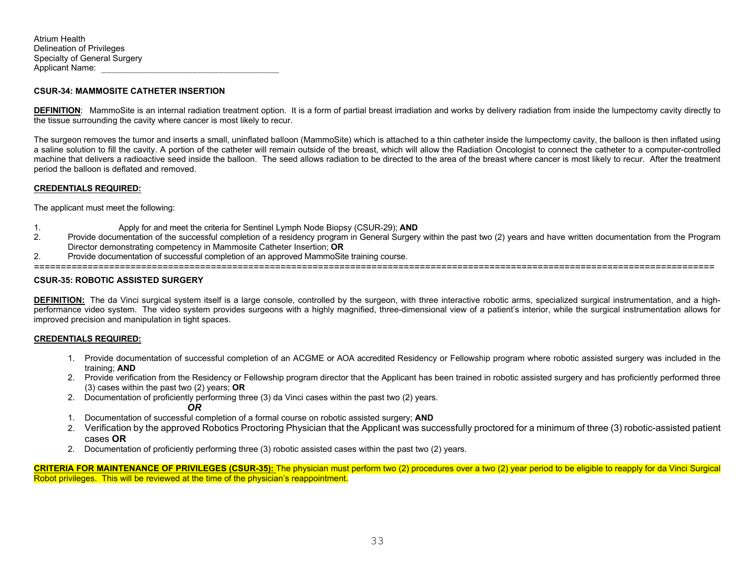Atrium Health
Delineation of Privileges
Specialty of General Surgery
Applicant Name: ____________________________________

**CSUR-34: MAMMOSITE CATHETER INSERTION**

**DEFINITION**: MammoSite is an internal radiation treatment option. It is a form of partial breast irradiation and works by delivery radiation from inside the lumpectomy cavity directly to the tissue surrounding the cavity where cancer is most likely to recur.

The surgeon removes the tumor and inserts a small, uninflated balloon (MammoSite) which is attached to a thin catheter inside the lumpectomy cavity, the balloon is then inflated using a saline solution to fill the cavity. A portion of the catheter will remain outside of the breast, which will allow the Radiation Oncologist to connect the catheter to a computer-controlled machine that delivers a radioactive seed inside the balloon. The seed allows radiation to be directed to the area of the breast where cancer is most likely to recur. After the treatment period the balloon is deflated and removed.

**CREDENTIALS REQUIRED:**

The applicant must meet the following:

1. Apply for and meet the criteria for Sentinel Lymph Node Biopsy (CSUR-29); **AND**
2. Provide documentation of the successful completion of a residency program in General Surgery within the past two (2) years and have written documentation from the Program Director demonstrating competency in Mammosite Catheter Insertion; **OR**
2. Provide documentation of successful completion of an approved MammoSite training course.

==========================================================================================================================

**CSUR-35: ROBOTIC ASSISTED SURGERY**

**DEFINITION:** The da Vinci surgical system itself is a large console, controlled by the surgeon, with three interactive robotic arms, specialized surgical instrumentation, and a high-performance video system. The video system provides surgeons with a highly magnified, three-dimensional view of a patient's interior, while the surgical instrumentation allows for improved precision and manipulation in tight spaces.

**CREDENTIALS REQUIRED:**

1. Provide documentation of successful completion of an ACGME or AOA accredited Residency or Fellowship program where robotic assisted surgery was included in the training; **AND**
2. Provide verification from the Residency or Fellowship program director that the Applicant has been trained in robotic assisted surgery and has proficiently performed three (3) cases within the past two (2) years; **OR**
2. Documentation of proficiently performing three (3) da Vinci cases within the past two (2) years.

***OR***

1. Documentation of successful completion of a formal course on robotic assisted surgery; **AND**
2. Verification by the approved Robotics Proctoring Physician that the Applicant was successfully proctored for a minimum of three (3) robotic-assisted patient cases **OR**
2. Documentation of proficiently performing three (3) robotic assisted cases within the past two (2) years.

**CRITERIA FOR MAINTENANCE OF PRIVILEGES (CSUR-35):** The physician must perform two (2) procedures over a two (2) year period to be eligible to reapply for da Vinci Surgical Robot privileges. This will be reviewed at the time of the physician's reappointment.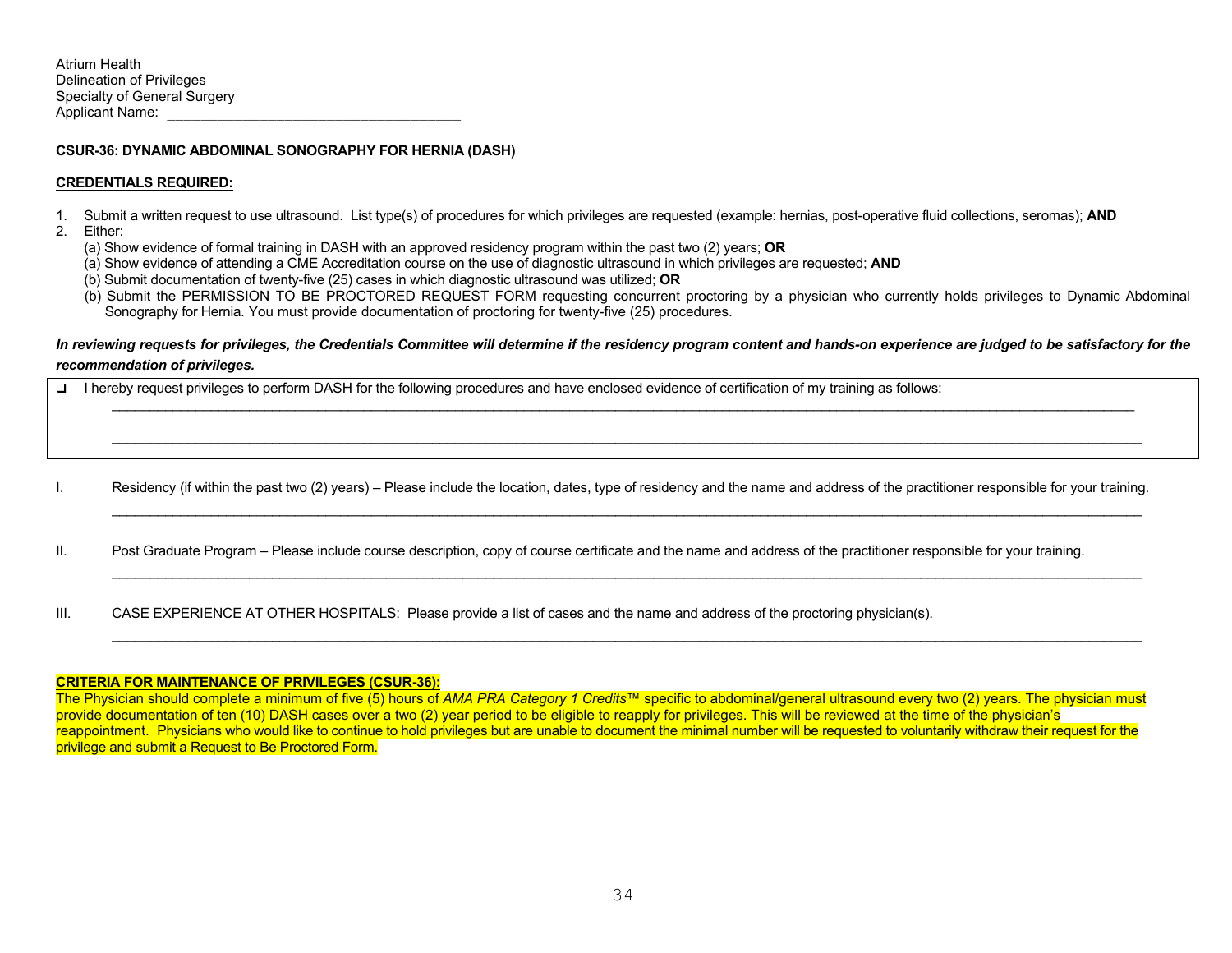Atrium Health
Delineation of Privileges
Specialty of General Surgery
Applicant Name: ___________________________________

**CSUR-36: DYNAMIC ABDOMINAL SONOGRAPHY FOR HERNIA (DASH)**

**CREDENTIALS REQUIRED:**

1. Submit a written request to use ultrasound. List type(s) of procedures for which privileges are requested (example: hernias, post-operative fluid collections, seromas); **AND**
2. Either:
   (a) Show evidence of formal training in DASH with an approved residency program within the past two (2) years; **OR**
   (a) Show evidence of attending a CME Accreditation course on the use of diagnostic ultrasound in which privileges are requested; **AND**
   (b) Submit documentation of twenty-five (25) cases in which diagnostic ultrasound was utilized; **OR**
   (b) Submit the PERMISSION TO BE PROCTORED REQUEST FORM requesting concurrent proctoring by a physician who currently holds privileges to Dynamic Abdominal Sonography for Hernia. You must provide documentation of proctoring for twenty-five (25) procedures.

***In reviewing requests for privileges, the Credentials Committee will determine if the residency program content and hands-on experience are judged to be satisfactory for the recommendation of privileges.***

- [ ] I hereby request privileges to perform DASH for the following procedures and have enclosed evidence of certification of my training as follows:
  ___________________________________________________________________________
  ___________________________________________________________________________

I. Residency (if within the past two (2) years) – Please include the location, dates, type of residency and the name and address of the practitioner responsible for your training.
___________________________________________________________________________

II. Post Graduate Program – Please include course description, copy of course certificate and the name and address of the practitioner responsible for your training.
___________________________________________________________________________

III. CASE EXPERIENCE AT OTHER HOSPITALS: Please provide a list of cases and the name and address of the proctoring physician(s).
___________________________________________________________________________

**CRITERIA FOR MAINTENANCE OF PRIVILEGES (CSUR-36):**
The Physician should complete a minimum of five (5) hours of *AMA PRA Category 1 Credits*™ specific to abdominal/general ultrasound every two (2) years. The physician must provide documentation of ten (10) DASH cases over a two (2) year period to be eligible to reapply for privileges. This will be reviewed at the time of the physician's reappointment. Physicians who would like to continue to hold privileges but are unable to document the minimal number will be requested to voluntarily withdraw their request for the privilege and submit a Request to Be Proctored Form.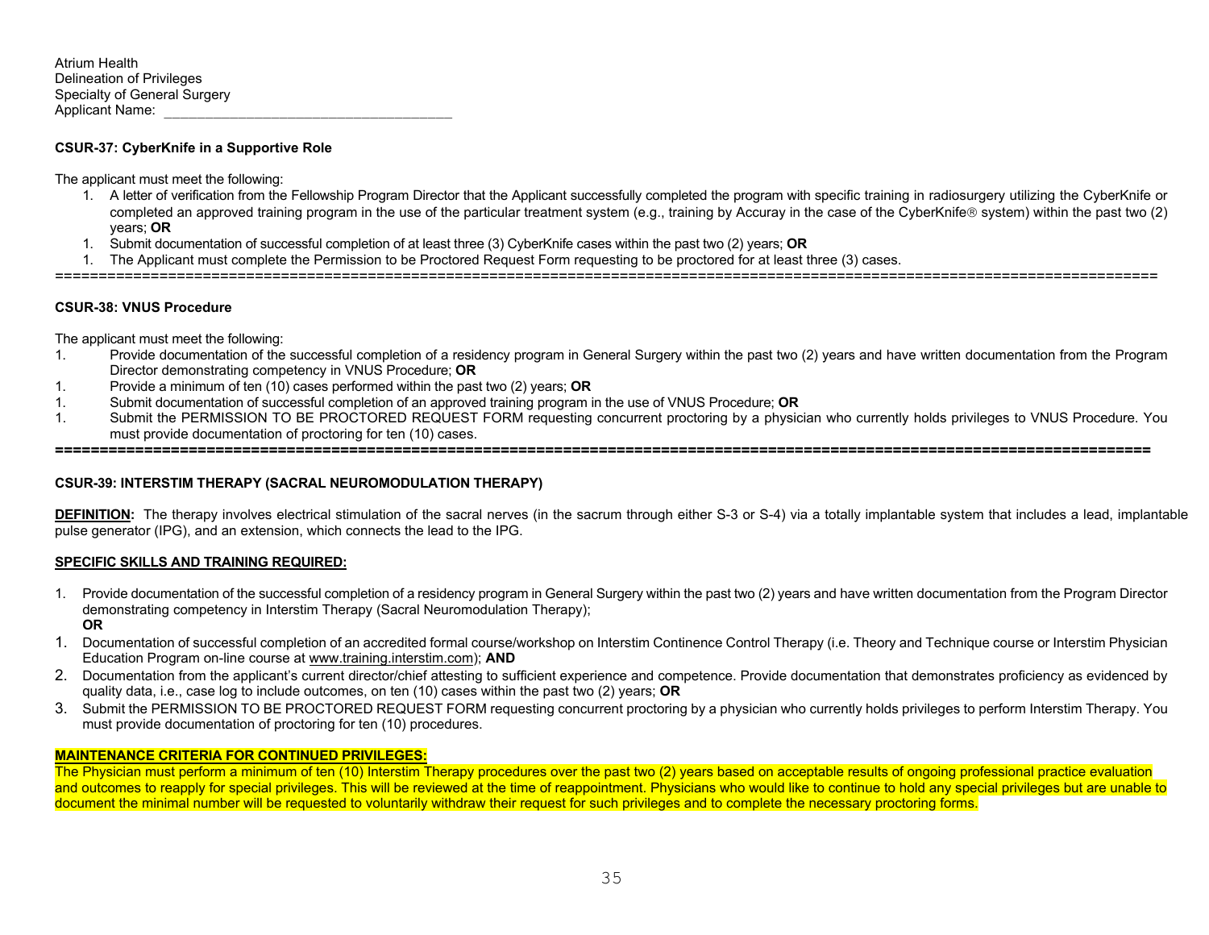Atrium Health
Delineation of Privileges
Specialty of General Surgery
Applicant Name: ___________________________________

**CSUR-37: CyberKnife in a Supportive Role**

The applicant must meet the following:

1. A letter of verification from the Fellowship Program Director that the Applicant successfully completed the program with specific training in radiosurgery utilizing the CyberKnife or completed an approved training program in the use of the particular treatment system (e.g., training by Accuray in the case of the CyberKnife® system) within the past two (2) years; **OR**
1. Submit documentation of successful completion of at least three (3) CyberKnife cases within the past two (2) years; **OR**
1. The Applicant must complete the Permission to be Proctored Request Form requesting to be proctored for at least three (3) cases.

===================================================================================================================

**CSUR-38: VNUS Procedure**

The applicant must meet the following:

1. Provide documentation of the successful completion of a residency program in General Surgery within the past two (2) years and have written documentation from the Program Director demonstrating competency in VNUS Procedure; **OR**
1. Provide a minimum of ten (10) cases performed within the past two (2) years; **OR**
1. Submit documentation of successful completion of an approved training program in the use of VNUS Procedure; **OR**
1. Submit the PERMISSION TO BE PROCTORED REQUEST FORM requesting concurrent proctoring by a physician who currently holds privileges to VNUS Procedure. You must provide documentation of proctoring for ten (10) cases.

**===================================================================================================================**

**CSUR-39: INTERSTIM THERAPY (SACRAL NEUROMODULATION THERAPY)**

**DEFINITION:** The therapy involves electrical stimulation of the sacral nerves (in the sacrum through either S-3 or S-4) via a totally implantable system that includes a lead, implantable pulse generator (IPG), and an extension, which connects the lead to the IPG.

**SPECIFIC SKILLS AND TRAINING REQUIRED:**

1. Provide documentation of the successful completion of a residency program in General Surgery within the past two (2) years and have written documentation from the Program Director demonstrating competency in Interstim Therapy (Sacral Neuromodulation Therapy);
   **OR**
1. Documentation of successful completion of an accredited formal course/workshop on Interstim Continence Control Therapy (i.e. Theory and Technique course or Interstim Physician Education Program on-line course at www.training.interstim.com); **AND**
2. Documentation from the applicant's current director/chief attesting to sufficient experience and competence. Provide documentation that demonstrates proficiency as evidenced by quality data, i.e., case log to include outcomes, on ten (10) cases within the past two (2) years; **OR**
3. Submit the PERMISSION TO BE PROCTORED REQUEST FORM requesting concurrent proctoring by a physician who currently holds privileges to perform Interstim Therapy. You must provide documentation of proctoring for ten (10) procedures.

**MAINTENANCE CRITERIA FOR CONTINUED PRIVILEGES:**

The Physician must perform a minimum of ten (10) Interstim Therapy procedures over the past two (2) years based on acceptable results of ongoing professional practice evaluation and outcomes to reapply for special privileges. This will be reviewed at the time of reappointment. Physicians who would like to continue to hold any special privileges but are unable to document the minimal number will be requested to voluntarily withdraw their request for such privileges and to complete the necessary proctoring forms.